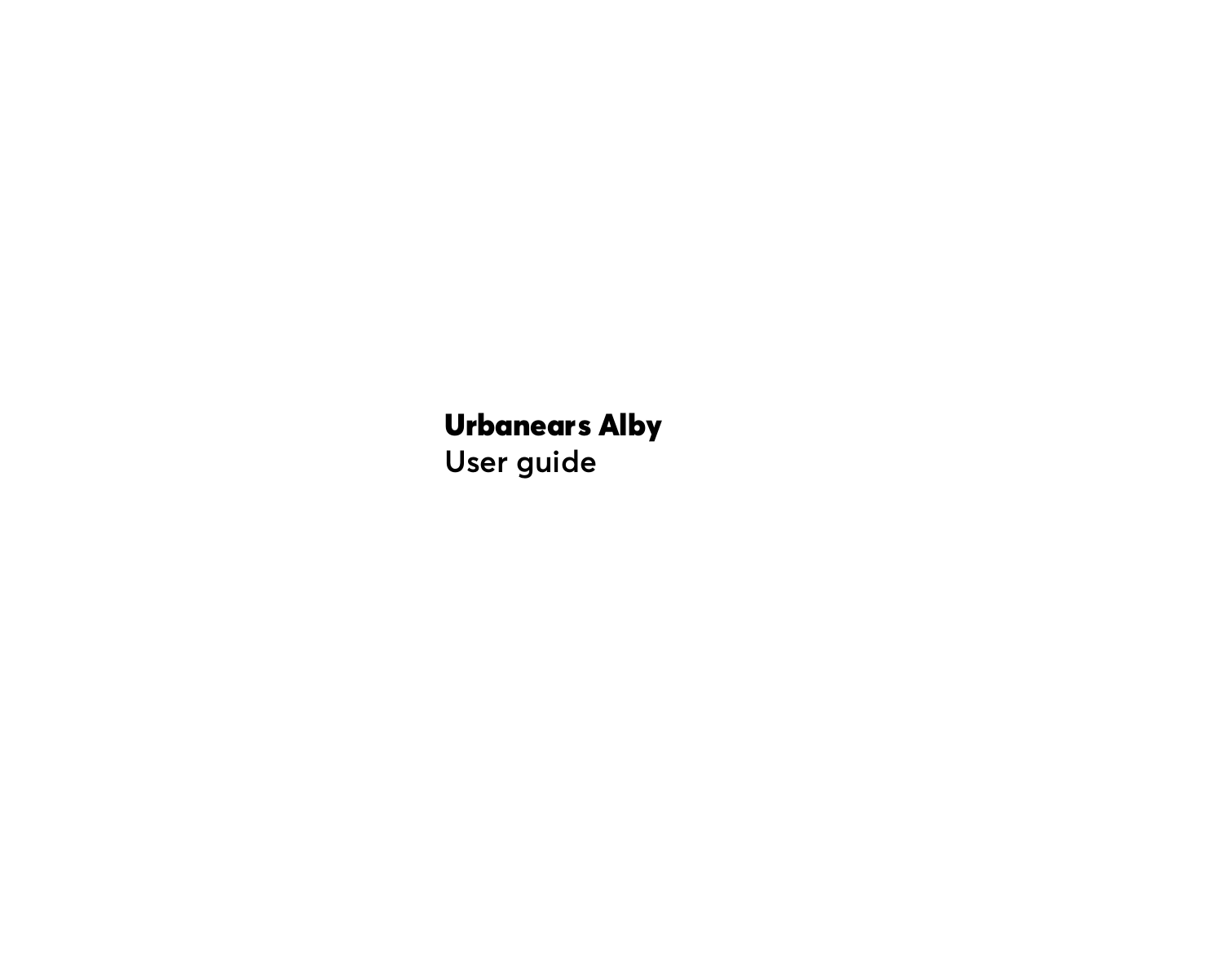# Urbanears Alby

User guide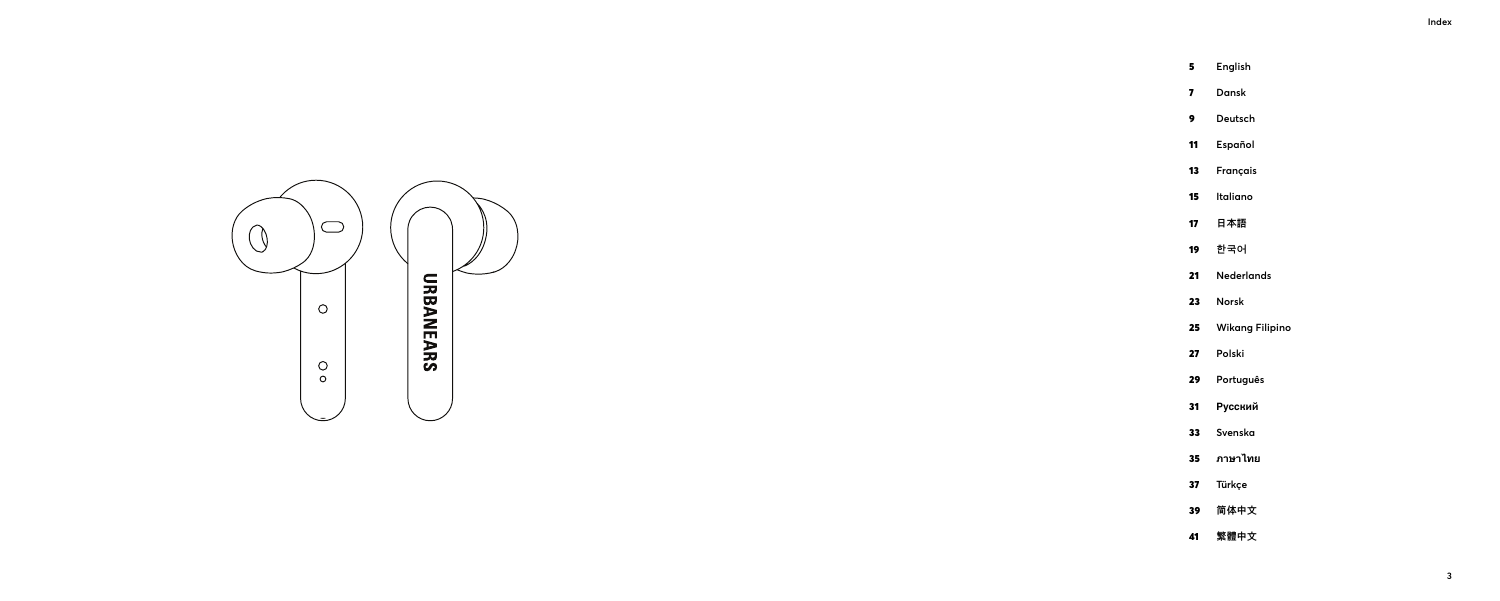# Index

| | |
|---|---|
| 5 | English |
| 7 | Dansk |
| 9 | Deutsch |
| 11 | Español |
| 13 | Français |
| 15 | Italiano |
| 17 | 日本語 |
| 19 | 한국어 |
| 21 | Nederlands |
| 23 | Norsk |
| 25 | Wikang Filipino |
| 27 | Polski |
| 29 | Português |
| 31 | Русский |
| 33 | Svenska |
| 35 | ภาษาไทย |
| 37 | Türkçe |
| 39 | 简体中文 |
| 41 | 繁體中文 |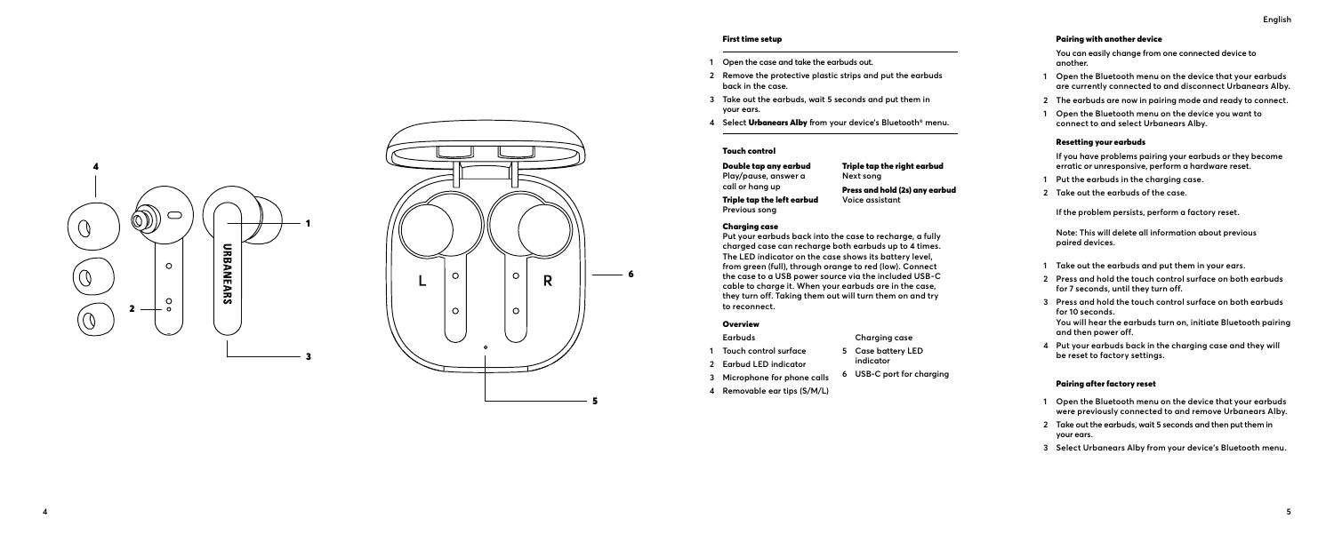### First time setup

1. Open the case and take the earbuds out.
2. Remove the protective plastic strips and put the earbuds back in the case.
3. Take out the earbuds, wait 5 seconds and put them in your ears.
4. Select **Urbanears Alby** from your device's Bluetooth® menu.

### Touch control

**Double tap any earbud**
Play/pause, answer a call or hang up

**Triple tap the left earbud**
Previous song

**Triple tap the right earbud**
Next song

**Press and hold (2s) any earbud**
Voice assistant

### Charging case

Put your earbuds back into the case to recharge, a fully charged case can recharge both earbuds up to 4 times. The LED indicator on the case shows its battery level, from green (full), through orange to red (low). Connect the case to a USB power source via the included USB-C cable to charge it. When your earbuds are in the case, they turn off. Taking them out will turn them on and try to reconnect.

### Overview

Earbuds

1. Touch control surface
2. Earbud LED indicator
3. Microphone for phone calls
4. Removable ear tips (S/M/L)

Charging case

5. Case battery LED indicator
6. USB-C port for charging

### Pairing with another device

You can easily change from one connected device to another.

1. Open the Bluetooth menu on the device that your earbuds are currently connected to and disconnect Urbanears Alby.
2. The earbuds are now in pairing mode and ready to connect.
1. Open the Bluetooth menu on the device you want to connect to and select Urbanears Alby.

### Resetting your earbuds

If you have problems pairing your earbuds or they become erratic or unresponsive, perform a hardware reset.

1. Put the earbuds in the charging case.
2. Take out the earbuds of the case.

If the problem persists, perform a factory reset.

Note: This will delete all information about previous paired devices.

1. Take out the earbuds and put them in your ears.
2. Press and hold the touch control surface on both earbuds for 7 seconds, until they turn off.
3. Press and hold the touch control surface on both earbuds for 10 seconds.
   You will hear the earbuds turn on, initiate Bluetooth pairing and then power off.
4. Put your earbuds back in the charging case and they will be reset to factory settings.

### Pairing after factory reset

1. Open the Bluetooth menu on the device that your earbuds were previously connected to and remove Urbanears Alby.
2. Take out the earbuds, wait 5 seconds and then put them in your ears.
3. Select Urbanears Alby from your device's Bluetooth menu.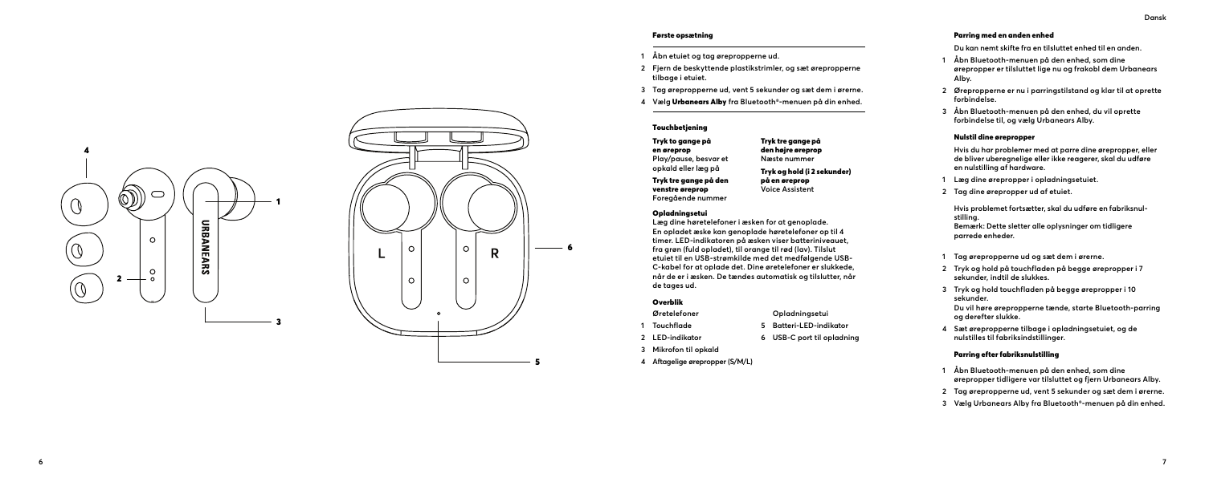## Første opsætning

1. Åbn etuiet og tag ørepropperne ud.
2. Fjern de beskyttende plastikstrimler, og sæt ørepropperne tilbage i etuiet.
3. Tag ørepropperne ud, vent 5 sekunder og sæt dem i ørerne.
4. Vælg **Urbanears Alby** fra Bluetooth®-menuen på din enhed.

## Touchbetjening

**Tryk to gange på en ørprop**
Play/pause, besvar et opkald eller læg på

**Tryk tre gange på den venstre ørprop**
Foregående nummer

**Tryk tre gange på den højre ørprop**
Næste nummer

**Tryk og hold (i 2 sekunder) på en ørprop**
Voice Assistent

## Opladningsetui

Læg dine høretelefoner i æsken for at genoplade. En opladet æske kan genoplade høretelefoner op til 4 timer. LED-indikatoren på æsken viser batteriniveauet, fra grøn (fuld opladet), til orange til rød (lav). Tilslut etuiet til en USB-strømkilde med det medfølgende USB-C-kabel for at oplade det. Dine øretelefoner er slukkede, når de er i æsken. De tændes automatisk og tilslutter, når de tages ud.

## Overblik

**Øretelefoner**

1. Touchflade
2. LED-indikator
3. Mikrofon til opkald
4. Aftagelige øreproppper (S/M/L)

**Opladningsetui**

5. Batteri-LED-indikator
6. USB-C port til opladning

## Parring med en anden enhed

Du kan nemt skifte fra en tilsluttet enhed til en anden.

1. Åbn Bluetooth-menuen på den enhed, som dine ørepropper er tilsluttet lige nu og frakobl dem Urbanears Alby.
2. Ørepropperne er nu i parringstilstand og klar til at oprette forbindelse.
3. Åbn Bluetooth-menuen på den enhed, du vil oprette forbindelse til, og vælg Urbanears Alby.

## Nulstil dine ørepropper

Hvis du har problemer med at parre dine ørepropper, eller de bliver uberegnelige eller ikke reagerer, skal du udføre en nulstilling af hardware.

1. Læg dine ørepropper i opladningsetuiet.
2. Tag dine ørepropper ud af etuiet.

Hvis problemet fortsætter, skal du udføre en fabriksnulstilling.
Bemærk: Dette sletter alle oplysninger om tidligere parrede enheder.

1. Tag ørepropperne ud og sæt dem i ørerne.
2. Tryk og hold på touchfladen på begge ørepropper i 7 sekunder, indtil de slukkes.
3. Tryk og hold touchfladen på begge ørepropper i 10 sekunder.
   Du vil høre ørepropperne tænde, starte Bluetooth-parring og derefter slukke.
4. Sæt ørepropperne tilbage i opladningsetuiet, og de nulstilles til fabriksindstillinger.

## Parring efter fabriksnulstilling

1. Åbn Bluetooth-menuen på den enhed, som dine ørepropper tidligere var tilsluttet og fjern Urbanears Alby.
2. Tag ørepropperne ud, vent 5 sekunder og sæt dem i ørerne.
3. Vælg Urbanears Alby fra Bluetooth®-menuen på din enhed.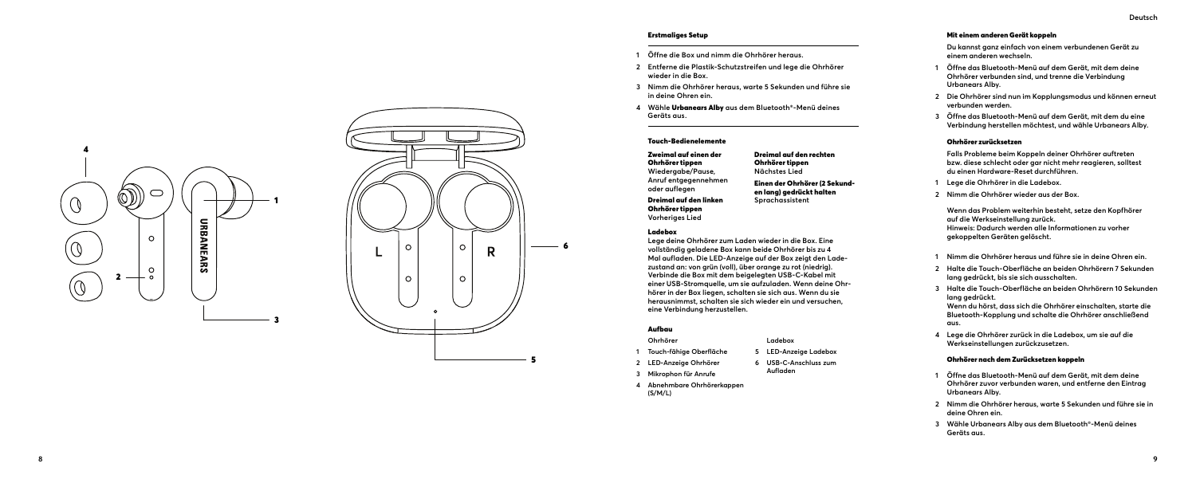## Erstmaliges Setup

1. Öffne die Box und nimm die Ohrhörer heraus.
2. Entferne die Plastik-Schutzstreifen und lege die Ohrhörer wieder in die Box.
3. Nimm die Ohrhörer heraus, warte 5 Sekunden und führe sie in deine Ohren ein.
4. Wähle **Urbanears Alby** aus dem Bluetooth®-Menü deines Geräts aus.

## Touch-Bedienelemente

**Zweimal auf einen der Ohrhörer tippen**
Wiedergabe/Pause, Anruf entgegennehmen oder auflegen

**Dreimal auf den linken Ohrhörer tippen**
Vorheriges Lied

**Dreimal auf den rechten Ohrhörer tippen**
Nächstes Lied

**Einen der Ohrhörer (2 Sekunden lang) gedrückt halten**
Sprachassistent

## Ladebox

Lege deine Ohrhörer zum Laden wieder in die Box. Eine vollständig geladene Box kann beide Ohrhörer bis zu 4 Mal aufladen. Die LED-Anzeige auf der Box zeigt den Ladezustand an: von grün (voll), über orange zu rot (niedrig). Verbinde die Box mit dem beigelegten USB-C-Kabel mit einer USB-Stromquelle, um sie aufzuladen. Wenn deine Ohrhörer in der Box liegen, schalten sie sich aus. Wenn du sie herausnimmst, schalten sie sich wieder ein und versuchen, eine Verbindung herzustellen.

## Aufbau

Ohrhörer

1. Touch-fähige Oberfläche
2. LED-Anzeige Ohrhörer
3. Mikrophon für Anrufe
4. Abnehmbare Ohrhörerkappen (S/M/L)

Ladebox

5. LED-Anzeige Ladebox
6. USB-C-Anschluss zum Aufladen

## Mit einem anderen Gerät koppeln

Du kannst ganz einfach von einem verbundenen Gerät zu einem anderen wechseln.

1. Öffne das Bluetooth-Menü auf dem Gerät, mit dem deine Ohrhörer verbunden sind, und trenne die Verbindung Urbanears Alby.
2. Die Ohrhörer sind nun im Kopplungsmodus und können erneut verbunden werden.
3. Öffne das Bluetooth-Menü auf dem Gerät, mit dem du eine Verbindung herstellen möchtest, und wähle Urbanears Alby.

## Ohrhörer zurücksetzen

Falls Probleme beim Koppeln deiner Ohrhörer auftreten bzw. diese schlecht oder gar nicht mehr reagieren, solltest du einen Hardware-Reset durchführen.

1. Lege die Ohrhörer in die Ladebox.
2. Nimm die Ohrhörer wieder aus der Box.

Wenn das Problem weiterhin besteht, setze den Kopfhörer auf die Werkseinstellung zurück.
Hinweis: Dadurch werden alle Informationen zu vorher gekoppelten Geräten gelöscht.

1. Nimm die Ohrhörer heraus und führe sie in deine Ohren ein.
2. Halte die Touch-Oberfläche an beiden Ohrhörern 7 Sekunden lang gedrückt, bis sie sich ausschalten.
3. Halte die Touch-Oberfläche an beiden Ohrhörern 10 Sekunden lang gedrückt.
   Wenn du hörst, dass sich die Ohrhörer einschalten, starte die Bluetooth-Kopplung und schalte die Ohrhörer anschließend aus.
4. Lege die Ohrhörer zurück in die Ladebox, um sie auf die Werkseinstellungen zurückzusetzen.

## Ohrhörer nach dem Zurücksetzen koppeln

1. Öffne das Bluetooth-Menü auf dem Gerät, mit dem deine Ohrhörer zuvor verbunden waren, und entferne den Eintrag Urbanears Alby.
2. Nimm die Ohrhörer heraus, warte 5 Sekunden und führe sie in deine Ohren ein.
3. Wähle Urbanears Alby aus dem Bluetooth®-Menü deines Geräts aus.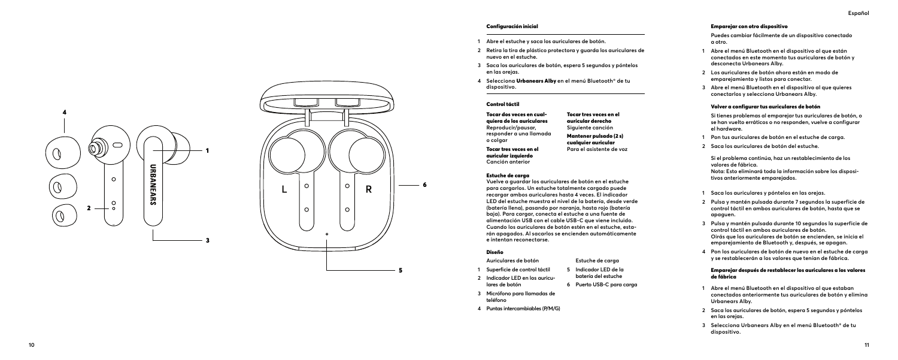## Configuración inicial

1. Abre el estuche y saca los auriculares de botón.
2. Retira la tira de plástico protectora y guarda los auriculares de nuevo en el estuche.
3. Saca los auriculares de botón, espera 5 segundos y póntelos en las orejas.
4. Selecciona **Urbanears Alby** en el menú Bluetooth® de tu dispositivo.

## Control táctil

**Tocar dos veces en cualquiera de los auriculares**
Reproducir/pausar, responder a una llamada o colgar

**Tocar tres veces en el auricular izquierdo**
Canción anterior

**Tocar tres veces en el auricular derecho**
Siguiente canción

**Mantener pulsado (2 s) cualquier auricular**
Para el asistente de voz

## Estuche de carga

Vuelve a guardar los auriculares de botón en el estuche para cargarlos. Un estuche totalmente cargado puede recargar ambos auriculares hasta 4 veces. El indicador LED del estuche muestra el nivel de la batería, desde verde (batería llena), pasando por naranja, hasta rojo (batería baja). Para cargar, conecta el estuche a una fuente de alimentación USB con el cable USB-C que viene incluido. Cuando los auriculares de botón estén en el estuche, estarán apagados. Al sacarlos se encienden automáticamente e intentan reconectarse.

## Diseño

Auriculares de botón

1. Superficie de control táctil
2. Indicador LED en los auriculares de botón
3. Micrófono para llamadas de teléfono
4. Puntas intercambiables (P/M/G)

Estuche de carga

5. Indicador LED de la batería del estuche
6. Puerto USB-C para carga

## Emparejar con otro dispositivo

Puedes cambiar fácilmente de un dispositivo conectado a otro.

1. Abre el menú Bluetooth en el dispositivo al que están conectados en este momento tus auriculares de botón y desconecta Urbanears Alby.
2. Los auriculares de botón ahora están en modo de emparejamiento y listos para conectar.
3. Abre el menú Bluetooth en el dispositivo al que quieres conectarlos y selecciona Urbanears Alby.

## Volver a configurar tus auriculares de botón

Si tienes problemas al emparejar tus auriculares de botón, o se han vuelto erráticos o no responden, vuelve a configurar el hardware.

1. Pon tus auriculares de botón en el estuche de carga.
2. Saca los auriculares de botón del estuche.

Si el problema continúa, haz un restablecimiento de los valores de fábrica.
Nota: Esto eliminará toda la información sobre los dispositivos anteriormente emparejados.

1. Saca los auriculares y póntelos en las orejas.
2. Pulsa y mantén pulsada durante 7 segundos la superficie de control táctil en ambos auriculares de botón, hasta que se apaguen.
3. Pulsa y mantén pulsada durante 10 segundos la superficie de control táctil en ambos auriculares de botón.
   Oirás que los auriculares de botón se encienden, se inicia el emparejamiento de Bluetooth y, después, se apagan.
4. Pon los auriculares de botón de nuevo en el estuche de carga y se restablecerán a los valores que tenían de fábrica.

### Emparejar después de restablecer los auriculares a los valores de fábrica

1. Abre el menú Bluetooth en el dispositivo al que estaban conectados anteriormente tus auriculares de botón y elimina Urbanears Alby.
2. Saca los auriculares de botón, espera 5 segundos y póntelos en las orejas.
3. Selecciona Urbanears Alby en el menú Bluetooth® de tu dispositivo.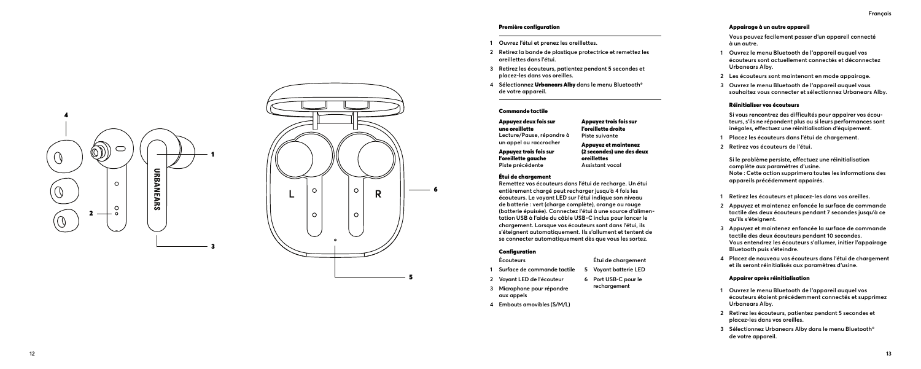## Première configuration

1. Ouvrez l'étui et prenez les oreillettes.
2. Retirez la bande de plastique protectrice et remettez les oreillettes dans l'étui.
3. Retirez les écouteurs, patientez pendant 5 secondes et placez-les dans vos oreilles.
4. Sélectionnez **Urbanears Alby** dans le menu Bluetooth® de votre appareil.

## Commande tactile

**Appuyez deux fois sur une oreillette**
Lecture/Pause, répondre à un appel ou raccrocher

**Appuyez trois fois sur l'oreillette gauche**
Piste précédente

**Appuyez trois fois sur l'oreillette droite**
Piste suivante

**Appuyez et maintenez (2 secondes) une des deux oreillettes**
Assistant vocal

## Étui de chargement

Remettez vos écouteurs dans l'étui de recharge. Un étui entièrement chargé peut recharger jusqu'à 4 fois les écouteurs. Le voyant LED sur l'étui indique son niveau de batterie : vert (charge complète), orange ou rouge (batterie épuisée). Connectez l'étui à une source d'alimentation USB à l'aide du câble USB-C inclus pour lancer le chargement. Lorsque vos écouteurs sont dans l'étui, ils s'éteignent automatiquement. Ils s'allument et tentent de se connecter automatiquement dès que vous les sortez.

## Configuration

**Écouteurs**

1. Surface de commande tactile
2. Voyant LED de l'écouteur
3. Microphone pour répondre aux appels
4. Embouts amovibles (S/M/L)

**Étui de chargement**

5. Voyant batterie LED
6. Port USB-C pour le rechargement

## Appairage à un autre appareil

Vous pouvez facilement passer d'un appareil connecté à un autre.

1. Ouvrez le menu Bluetooth de l'appareil auquel vos écouteurs sont actuellement connectés et déconnectez Urbanears Alby.
2. Les écouteurs sont maintenant en mode appairage.
3. Ouvrez le menu Bluetooth de l'appareil auquel vous souhaitez vous connecter et sélectionnez Urbanears Alby.

## Réinitialiser vos écouteurs

Si vous rencontrez des difficultés pour appairer vos écouteurs, s'ils ne répondent plus ou si leurs performances sont inégales, effectuez une réinitialisation d'équipement.

1. Placez les écouteurs dans l'étui de chargement.
2. Retirez vos écouteurs de l'étui.

Si le problème persiste, effectuez une réinitialisation complète aux paramètres d'usine.
Note : Cette action supprimera toutes les informations des appareils précédemment appairés.

1. Retirez les écouteurs et placez-les dans vos oreilles.
2. Appuyez et maintenez enfoncée la surface de commande tactile des deux écouteurs pendant 7 secondes jusqu'à ce qu'ils s'éteignent.
3. Appuyez et maintenez enfoncée la surface de commande tactile des deux écouteurs pendant 10 secondes. Vous entendrez les écouteurs s'allumer, initier l'appairage Bluetooth puis s'éteindre.
4. Placez de nouveau vos écouteurs dans l'étui de chargement et ils seront réinitialisés aux paramètres d'usine.

## Appairer après réinitialisation

1. Ouvrez le menu Bluetooth de l'appareil auquel vos écouteurs étaient précédemment connectés et supprimez Urbanears Alby.
2. Retirez les écouteurs, patientez pendant 5 secondes et placez-les dans vos oreilles.
3. Sélectionnez Urbanears Alby dans le menu Bluetooth® de votre appareil.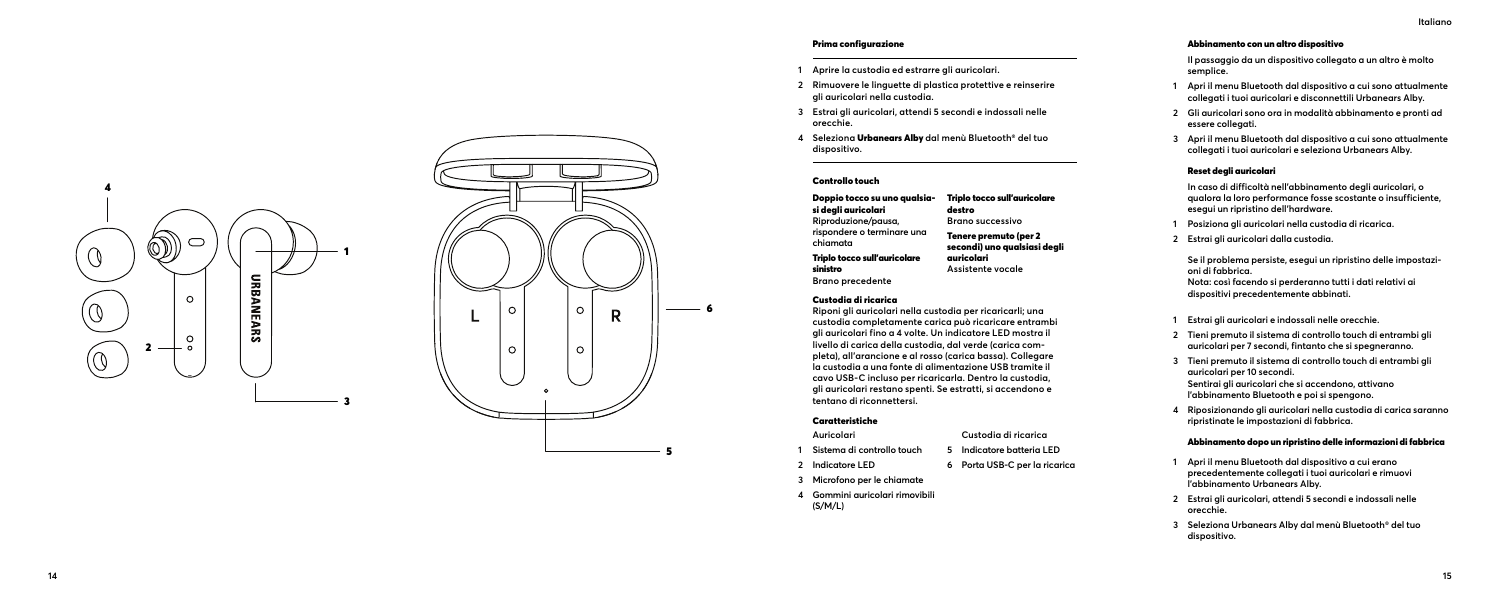## Prima configurazione

1. Aprire la custodia ed estrarre gli auricolari.
2. Rimuovere le linguette di plastica protettive e reinserire gli auricolari nella custodia.
3. Estrai gli auricolari, attendi 5 secondi e indossali nelle orecchie.
4. Seleziona **Urbanears Alby** dal menù Bluetooth® del tuo dispositivo.

## Controllo touch

**Doppio tocco su uno qualsiasi degli auricolari**
Riproduzione/pausa, rispondere o terminare una chiamata

**Triplo tocco sull'auricolare sinistro**
Brano precedente

**Triplo tocco sull'auricolare destro**
Brano successivo

**Tenere premuto (per 2 secondi) uno qualsiasi degli auricolari**
Assistente vocale

## Custodia di ricarica

Riponi gli auricolari nella custodia per ricaricarli; una custodia completamente carica può ricaricare entrambi gli auricolari fino a 4 volte. Un indicatore LED mostra il livello di carica della custodia, dal verde (carica completa), all'arancione e al rosso (carica bassa). Collegare la custodia a una fonte di alimentazione USB tramite il cavo USB-C incluso per ricaricarla. Dentro la custodia, gli auricolari restano spenti. Se estratti, si accendono e tentano di riconnettersi.

## Caratteristiche

Auricolari

1. Sistema di controllo touch
2. Indicatore LED
3. Microfono per le chiamate
4. Gommini auricolari rimovibili (S/M/L)

Custodia di ricarica

5. Indicatore batteria LED
6. Porta USB-C per la ricarica

## Abbinamento con un altro dispositivo

Il passaggio da un dispositivo collegato a un altro è molto semplice.

1. Apri il menu Bluetooth dal dispositivo a cui sono attualmente collegati i tuoi auricolari e disconnettili Urbanears Alby.
2. Gli auricolari sono ora in modalità abbinamento e pronti ad essere collegati.
3. Apri il menu Bluetooth dal dispositivo a cui sono attualmente collegati i tuoi auricolari e seleziona Urbanears Alby.

## Reset degli auricolari

In caso di difficoltà nell'abbinamento degli auricolari, o qualora la loro performance fosse scostante o insufficiente, esegui un ripristino dell'hardware.

1. Posiziona gli auricolari nella custodia di ricarica.
2. Estrai gli auricolari dalla custodia.

Se il problema persiste, esegui un ripristino delle impostazioni di fabbrica.
Nota: così facendo si perderanno tutti i dati relativi ai dispositivi precedentemente abbinati.

1. Estrai gli auricolari e indossali nelle orecchie.
2. Tieni premuto il sistema di controllo touch di entrambi gli auricolari per 7 secondi, fintanto che si spegneranno.
3. Tieni premuto il sistema di controllo touch di entrambi gli auricolari per 10 secondi.
   Sentirai gli auricolari che si accendono, attivano l'abbinamento Bluetooth e poi si spengono.
4. Riposizionando gli auricolari nella custodia di carica saranno ripristinate le impostazioni di fabbrica.

## Abbinamento dopo un ripristino delle informazioni di fabbrica

1. Apri il menu Bluetooth dal dispositivo a cui erano precedentemente collegati i tuoi auricolari e rimuovi l'abbinamento Urbanears Alby.
2. Estrai gli auricolari, attendi 5 secondi e indossali nelle orecchie.
3. Seleziona Urbanears Alby dal menù Bluetooth® del tuo dispositivo.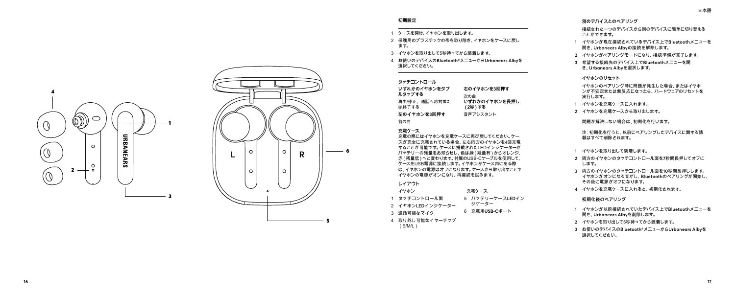## 初期設定

1 ケースを開け、イヤホンを取り出します。

2 保護用のプラスチックの帯を取り除き、イヤホンをケースに戻します。

3 イヤホンを取り出して5秒待ってから装着します。

4 お使いのデバイスのBluetooth®メニューからUrbanears Albyを選択してください。

## タッチコントロール

**いずれかのイヤホンをダブルタップする**
再生/停止、通話へ応対または終了する

**左のイヤホンを3回押す**
前の曲

**右のイヤホンを3回押す**
次の曲

**いずれかのイヤホンを長押し（2秒）する**
音声アシスタント

## 充電ケース

充電の際にはイヤホンを充電ケースに再び戻してください。ケースが完全に充電されている場合、左右両方のイヤホンを4回充電することが可能です。ケースに搭載されたLEDインジケーターがバッテリーの残量をお知らせし、色は緑（残量有）からオレンジ、赤（残量低）へと変わります。付属のUSB-Cケーブルを使用して、ケースをUSB電源に接続します。イヤホンがケース内にある際は、イヤホンの電源はオフになります。ケースから取り出すことでイヤホンの電源がオンになり、再接続を試みます。

## レイアウト

イヤホン

1 タッチコントロール面
2 イヤホンLEDインジケーター
3 通話可能なマイク
4 取り外し可能なイヤーチップ（S/M/L）

充電ケース

5 バッテリーケースLEDインジケーター
6 充電用USB-Cポート

## 別のデバイスとのペアリング

接続された一つのデバイスから別のデバイスに簡単に切り替えることができます。

1 イヤホンが現在接続されているデバイス上でBluetoothメニューを開き、Urbanears Albyの接続を解除します。

2 イヤホンがペアリングモードになり、接続準備が完了します。

3 希望する接続先のデバイス上でBluetoothメニューを開き、Urbanears Albyを選択します。

## イヤホンのリセット

イヤホンのペアリング時に問題が発生した場合、またはイヤホンが不安定または無反応になったら、ハードウエアのリセットを実行します。

1 イヤホンを充電ケースに入れます。

2 イヤホンを充電ケースから取り出します。

問題が解決しない場合は、初期化を行います。

注：初期化を行うと、以前にペアリングしたデバイスに関する情報はすべて削除されます。

1 イヤホンを取り出して装着します。

2 両方のイヤホンのタッチコントロール面を7秒間長押ししてオフにします。

3 両方のイヤホンのタッチコントロール面を10秒間長押しします。イヤホンがオンになる音がし、Bluetoothのペアリングが開始し、その後に電源がオフになります。

4 イヤホンを充電ケースに入れると、初期化されます。

## 初期化後のペアリング

1 イヤホンが以前接続されていたデバイス上でBluetoothメニューを開き、Urbanears Albyを削除します。

2 イヤホンを取り出して5秒待ってから装着します。

3 お使いのデバイスのBluetooth®メニューからUrbanears Albyを選択してください。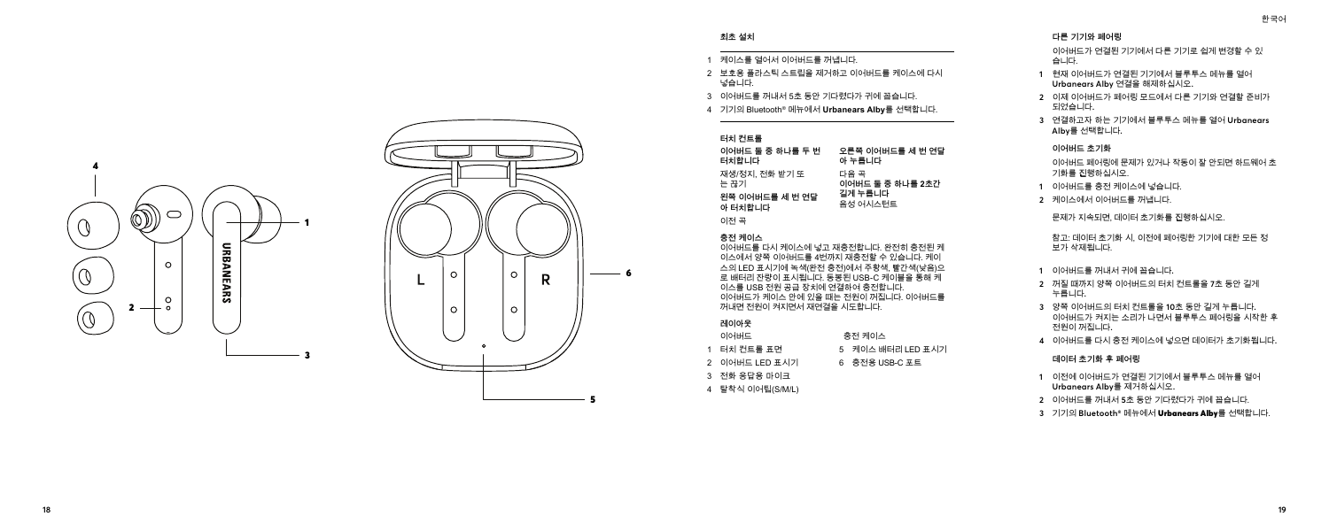## 최초 설치

1 케이스를 열어서 이어버드를 꺼냅니다.

2 보호용 플라스틱 스트립을 제거하고 이어버드를 케이스에 다시 넣습니다.

3 이어버드를 꺼내서 5초 동안 기다렸다가 귀에 꽂습니다.

4 기기의 Bluetooth® 메뉴에서 **Urbanears Alby**를 선택합니다.

## 터치 컨트롤

| **이어버드 둘 중 하나를 두 번 터치합니다** | **오른쪽 이어버드를 세 번 연달아 누릅니다** |
|---|---|
| 재생/정지, 전화 받기 또는 끊기 | 다음 곡 |
| **왼쪽 이어버드를 세 번 연달아 터치합니다** | **이어버드 둘 중 하나를 2초간 길게 누릅니다** |
| 이전 곡 | 음성 어시스턴트 |

## 충전 케이스

이어버드를 다시 케이스에 넣고 재충전합니다. 완전히 충전된 케이스에서 양쪽 이어버드를 4번까지 재충전할 수 있습니다. 케이스의 LED 표시기에 녹색(완전 충전)에서 주황색, 빨간색(낮음)으로 배터리 잔량이 표시됩니다. 동봉된 USB-C 케이블을 통해 케이스를 USB 전원 공급 장치에 연결하여 충전합니다.
이어버드가 케이스 안에 있을 때는 전원이 꺼집니다. 이어버드를 꺼내면 전원이 켜지면서 재연결을 시도합니다.

## 레이아웃

이어버드

1 터치 컨트롤 표면

2 이어버드 LED 표시기

3 전화 응답용 마이크

4 탈착식 이어팁(S/M/L)

충전 케이스

5 케이스 배터리 LED 표시기

6 충전용 USB-C 포트

## 다른 기기와 페어링

이어버드가 연결된 기기에서 다른 기기로 쉽게 변경할 수 있습니다.

1 현재 이어버드가 연결된 기기에서 블루투스 메뉴를 열어 **Urbanears Alby** 연결을 해제하십시오.

2 이제 이어버드가 페어링 모드에서 다른 기기와 연결할 준비가 되었습니다.

3 연결하고자 하는 기기에서 블루투스 메뉴를 열어 **Urbanears Alby**를 선택합니다.

## 이어버드 초기화

이어버드 페어링에 문제가 있거나 작동이 잘 안되면 하드웨어 초기화를 진행하십시오.

1 이어버드를 충전 케이스에 넣습니다.

2 케이스에서 이어버드를 꺼냅니다.

문제가 지속되면, 데이터 초기화를 진행하십시오.

참고: 데이터 초기화 시, 이전에 페어링한 기기에 대한 모든 정보가 삭제됩니다.

1 이어버드를 꺼내서 귀에 꽂습니다.

2 꺼질 때까지 양쪽 이어버드의 터치 컨트롤을 7초 동안 길게 누릅니다.

3 양쪽 이어버드의 터치 컨트롤을 10초 동안 길게 누릅니다. 이어버드가 켜지는 소리가 나면서 블루투스 페어링을 시작한 후 전원이 꺼집니다.

4 이어버드를 다시 충전 케이스에 넣으면 데이터가 초기화됩니다.

## 데이터 초기화 후 페어링

1 이전에 이어버드가 연결된 기기에서 블루투스 메뉴를 열어 **Urbanears Alby**를 제거하십시오.

2 이어버드를 꺼내서 5초 동안 기다렸다가 귀에 꽂습니다.

3 기기의 Bluetooth® 메뉴에서 **Urbanears Alby**를 선택합니다.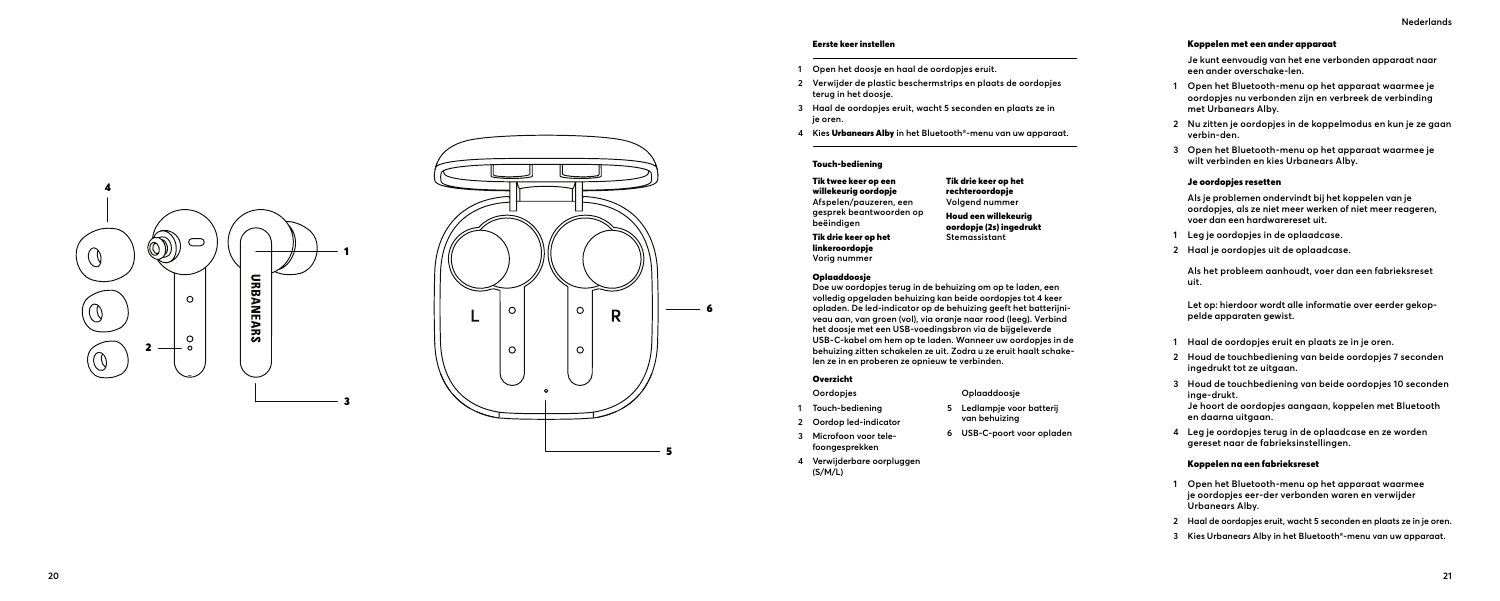## Eerste keer instellen

1. Open het doosje en haal de oordopjes eruit.
2. Verwijder de plastic beschermstrips en plaats de oordopjes terug in het doosje.
3. Haal de oordopjes eruit, wacht 5 seconden en plaats ze in je oren.
4. Kies **Urbanears Alby** in het Bluetooth®-menu van uw apparaat.

## Touch-bediening

**Tik twee keer op een willekeurig oordopje**
Afspelen/pauzeren, een gesprek beantwoorden op beëindigen

**Tik drie keer op het linkeroordopje**
Vorig nummer

**Tik drie keer op het rechteroordopje**
Volgend nummer

**Houd een willekeurig oordopje (2s) ingedrukt**
Stemassistant

## Oplaaddoosje

Doe uw oordopjes terug in de behuizing om op te laden, een volledig opgeladen behuizing kan beide oordopjes tot 4 keer opladen. De led-indicator op de behuizing geeft het batterijniveau aan, van groen (vol), via oranje naar rood (leeg). Verbind het doosje met een USB-voedingsbron via de bijgeleverde USB-C-kabel om hem op te laden. Wanneer uw oordopjes in de behuizing zitten schakelen ze uit. Zodra u ze eruit haalt schakelen ze in en proberen ze opnieuw te verbinden.

## Overzicht

**Oordopjes**

1. Touch-bediening
2. Oordop led-indicator
3. Microfoon voor telefoongesprekken
4. Verwijderbare oorpluggen (S/M/L)

**Oplaaddoosje**

5. Ledlampje voor batterij van behuizing
6. USB-C-poort voor opladen

## Koppelen met een ander apparaat

Je kunt eenvoudig van het ene verbonden apparaat naar een ander overschake-len.

1. Open het Bluetooth-menu op het apparaat waarmee je oordopjes nu verbonden zijn en verbreek de verbinding met Urbanears Alby.
2. Nu zitten je oordopjes in de koppelmodus en kun je ze gaan verbin-den.
3. Open het Bluetooth-menu op het apparaat waarmee je wilt verbinden en kies Urbanears Alby.

## Je oordopjes resetten

Als je problemen ondervindt bij het koppelen van je oordopjes, als ze niet meer werken of niet meer reageren, voer dan een hardwarereset uit.

1. Leg je oordopjes in de oplaadcase.
2. Haal je oordopjes uit de oplaadcase.

Als het probleem aanhoudt, voer dan een fabrieksreset uit.

Let op: hierdoor wordt alle informatie over eerder gekoppelde apparaten gewist.

1. Haal de oordopjes eruit en plaats ze in je oren.
2. Houd de touchbediening van beide oordopjes 7 seconden ingedrukt tot ze uitgaan.
3. Houd de touchbediening van beide oordopjes 10 seconden inge-drukt.
   Je hoort de oordopjes aangaan, koppelen met Bluetooth en daarna uitgaan.
4. Leg je oordopjes terug in de oplaadcase en ze worden gereset naar de fabrieksinstellingen.

## Koppelen na een fabrieksreset

1. Open het Bluetooth-menu op het apparaat waarmee je oordopjes eer-der verbonden waren en verwijder Urbanears Alby.
2. Haal de oordopjes eruit, wacht 5 seconden en plaats ze in je oren.
3. Kies Urbanears Alby in het Bluetooth®-menu van uw apparaat.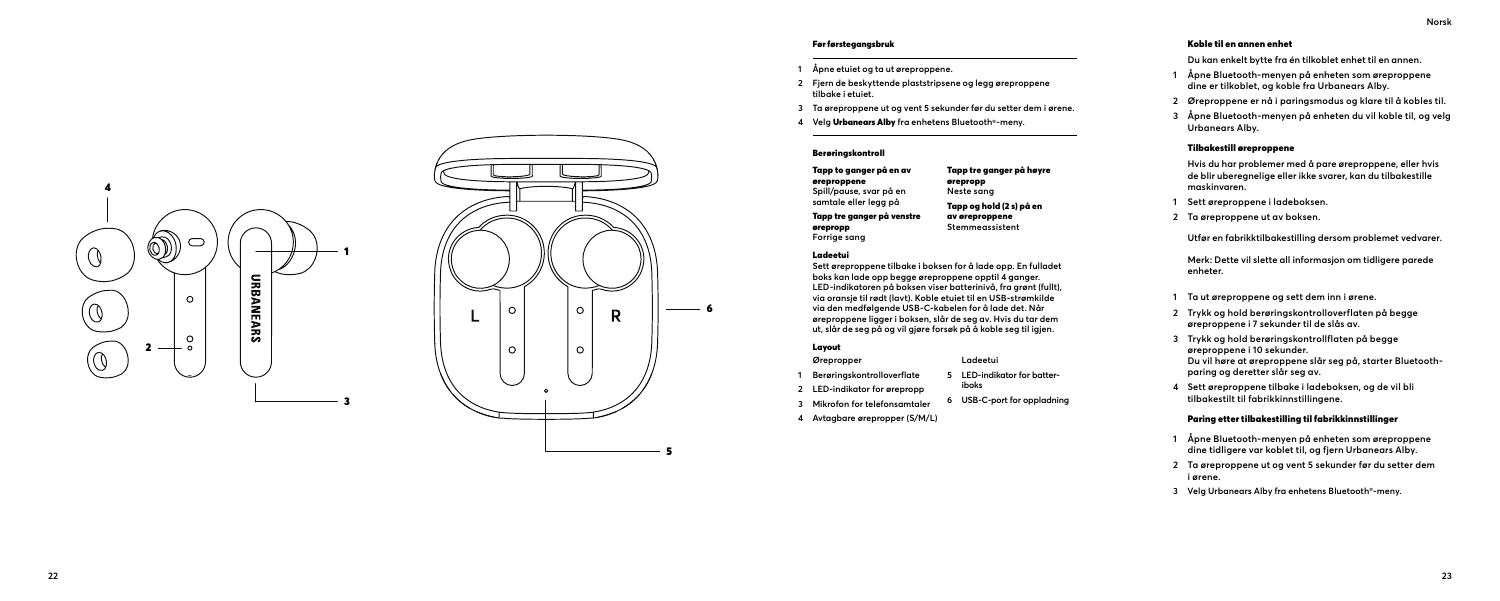## Før førstegangsbruk

1. Åpne etuiet og ta ut øreproppene.
2. Fjern de beskyttende plaststripsene og legg øreproppene tilbake i etuiet.
3. Ta øreproppene ut og vent 5 sekunder før du setter dem i ørene.
4. Velg **Urbanears Alby** fra enhetens Bluetooth®-meny.

## Berøringskontroll

**Tapp to ganger på en av øreproppene**
Spill/pause, svar på en samtale eller legg på

**Tapp tre ganger på venstre øreplugg**
Forrige sang

**Tapp tre ganger på høyre øreplugg**
Neste sang

**Tapp og hold (2 s) på en av øreproppene**
Stemmeassistent

## Ladeetui

Sett øreproppene tilbake i boksen for å lade opp. En fulladet boks kan lade opp begge øreproppene opptil 4 ganger. LED-indikatoren på boksen viser batterinivå, fra grønt (fullt), via oransje til rødt (lavt). Koble etuiet til en USB-strømkilde via den medfølgende USB-C-kabelen for å lade det. Når øreproppene ligger i boksen, slår de seg av. Hvis du tar dem ut, slår de seg på og vil gjøre forsøk på å koble seg til igjen.

## Layout

Ørepropper

1. Berøringskontrolloverflate
2. LED-indikator for ørepropp
3. Mikrofon for telefonsamtaler
4. Avtagbare ørepropper (S/M/L)

Ladeetui

5. LED-indikator for batteriboks
6. USB-C-port for opplading

## Koble til en annen enhet

Du kan enkelt bytte fra én tilkoblet enhet til en annen.

1. Åpne Bluetooth-menyen på enheten som øreproppene dine er tilkoblet, og koble fra Urbanears Alby.
2. Øreproppene er nå i paringsmodus og klare til å kobles til.
3. Åpne Bluetooth-menyen på enheten du vil koble til, og velg Urbanears Alby.

## Tilbakestill øreproppene

Hvis du har problemer med å pare øreproppene, eller hvis de blir uberegnelige eller ikke svarer, kan du tilbakestille maskinvaren.

1. Sett øreproppene i ladeboksen.
2. Ta øreproppene ut av boksen.

Utfør en fabrikktilbakestilling dersom problemet vedvarer.

Merk: Dette vil slette all informasjon om tidligere parede enheter.

1. Ta ut øreproppene og sett dem inn i ørene.
2. Trykk og hold berøringskontrolloverflaten på begge øreproppene i 7 sekunder til de slås av.
3. Trykk og hold berøringskontrollflaten på begge øreproppene i 10 sekunder.
   Du vil høre at øreproppene slår seg på, starter Bluetooth-paring og deretter slår seg av.
4. Sett øreproppene tilbake i ladeboksen, og de vil bli tilbakestilt til fabrikkinnstillingene.

## Paring etter tilbakestilling til fabrikkinnstillinger

1. Åpne Bluetooth-menyen på enheten som øreproppene dine tidligere var koblet til, og fjern Urbanears Alby.
2. Ta øreproppene ut og vent 5 sekunder før du setter dem i ørene.
3. Velg Urbanears Alby fra enhetens Bluetooth®-meny.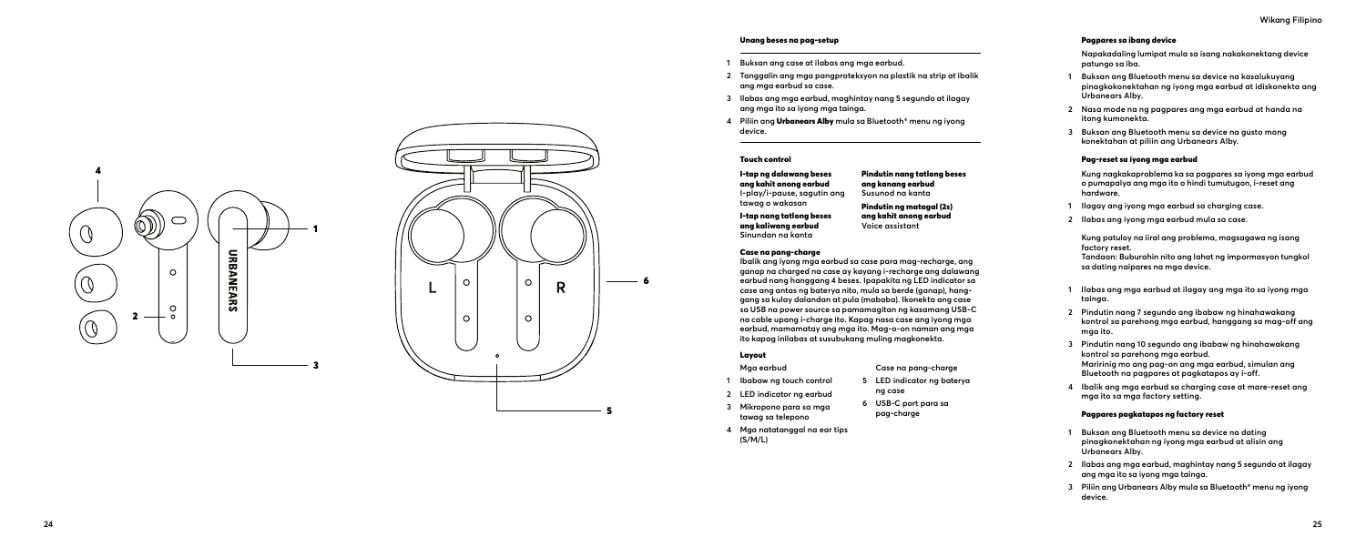## Unang beses na pag-setup

1. Buksan ang case at ilabas ang mga earbud.
2. Tanggalin ang mga pangproteksyon na plastik na strip at ibalik ang mga earbud sa case.
3. Ilabas ang mga earbud, maghintay nang 5 segundo at ilagay ang mga ito sa iyong mga tainga.
4. Piliin ang **Urbanears Alby** mula sa Bluetooth® menu ng iyong device.

## Touch control

**I-tap ng dalawang beses ang kahit anong earbud**
I-play/i-pause, sagutin ang tawag o wakasan

**I-tap nang tatlong beses ang kaliwang earbud**
Sinundan na kanta

**Pindutin nang tatlong beses ang kanang earbud**
Susunod na kanta

**Pindutin ng matagal (2s) ang kahit anong earbud**
Voice assistant

## Case na pang-charge

Ibalik ang iyong mga earbud sa case para mag-recharge, ang ganap na charged na case ay kayang i-recharge ang dalawang earbud nang hanggang 4 beses. Ipapakita ng LED indicator sa case ang antas ng baterya nito, mula sa berde (ganap), hang-gang sa kulay dalandan at pula (mababa). Ikonekta ang case sa USB na power source sa pamamagitan ng kasamang USB-C na cable upang i-charge ito. Kapag nasa case ang iyong mga earbud, mamamatay ang mga ito. Mag-o-on naman ang mga ito kapag inilabas at susubukang muling magkonekta.

## Layout

Mga earbud

1. Ibabaw ng touch control
2. LED indicator ng earbud
3. Mikropono para sa mga tawag sa telepono
4. Mga natatanggal na ear tips (S/M/L)

Case na pang-charge

5. LED indicator ng baterya ng case
6. USB-C port para sa pag-charge

## Pagpares sa ibang device

Napakadaling lumipat mula sa isang nakakonektang device patungo sa iba.

1. Buksan ang Bluetooth menu sa device na kasalukuyang pinagkokonektahan ng iyong mga earbud at idiskonekta ang Urbanears Alby.
2. Nasa mode na ng pagpares ang mga earbud at handa na itong kumonekta.
3. Buksan ang Bluetooth menu sa device na gusto mong konektahan at piliin ang Urbanears Alby.

## Pag-reset sa iyong mga earbud

Kung nagkakaproblema ka sa pagpares sa iyong mga earbud o pumapalya ang mga ito o hindi tumutugon, i-reset ang hardware.

1. Ilagay ang iyong mga earbud sa charging case.
2. Ilabas ang iyong mga earbud mula sa case.

Kung patuloy na iiral ang problema, magsagawa ng isang factory reset.
Tandaan: Buburahin nito ang lahat ng impormasyon tungkol sa dating naipares na mga device.

1. Ilabas ang mga earbud at ilagay ang mga ito sa iyong mga tainga.
2. Pindutin nang 7 segundo ang ibabaw ng hinahawakang kontrol sa parehong mga earbud, hanggang sa mag-off ang mga ito.
3. Pindutin nang 10 segundo ang ibabaw ng hinahawakang kontrol sa parehong mga earbud.
Maririnig mo ang pag-on ang mga earbud, simulan ang Bluetooth na pagpares at pagkatapos ay i-off.
4. Ibalik ang mga earbud sa charging case at mare-reset ang mga ito sa mga factory setting.

## Pagpares pagkatapos ng factory reset

1. Buksan ang Bluetooth menu sa device na dating pinagkonektahan ng iyong mga earbud at alisin ang Urbanears Alby.
2. Ilabas ang mga earbud, maghintay nang 5 segundo at ilagay ang mga ito sa iyong mga tainga.
3. Piliin ang Urbanears Alby mula sa Bluetooth® menu ng iyong device.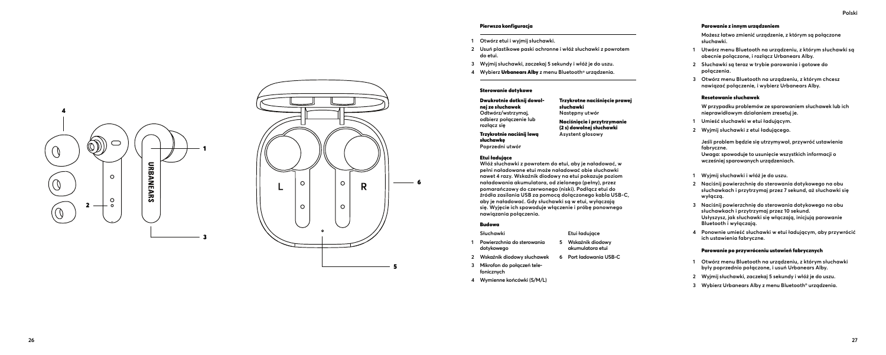### Pierwsza konfiguracja

1. Otwórz etui i wyjmij słuchawki.
2. Usuń plastikowe paski ochronne i włóż słuchawki z powrotem do etui.
3. Wyjmij słuchawki, zaczekaj 5 sekund i włóż je do uszu.
4. Wybierz **Urbanears Alby** z menu Bluetooth® urządzenia.

### Sterowanie dotykowe

**Dwukrotnie dotknij dowolnej ze słuchawek**
Odtwórz/wstrzymaj, odbierz połączenie lub rozłącz się

**Trzykrotnie naciśnij lewą słuchawkę**
Poprzedni utwór

**Trzykrotne naciśnięcie prawej słuchawki**
Następny utwór

**Naciśnięcie i przytrzymanie (2 s) dowolnej słuchawki**
Asystent głosowy

### Etui ładujące

Włóż słuchawki z powrotem do etui, aby je naładować, w pełni naładowane etui może naładować obie słuchawki nawet 4 razy. Wskaźnik diodowy na etui pokazuje poziom naładowania akumulatora, od zielonego (pełny), przez pomarańczowy do czerwonego (niski). Podłącz etui do źródła zasilania USB za pomocą dołączonego kabla USB-C, aby je naładować. Gdy słuchawki są w etui, wyłączają się. Wyjęcie ich spowoduje włączenie i próbę ponownego nawiązania połączenia.

### Budowa

Słuchawki

1. Powierzchnia do sterowania dotykowego
2. Wskaźnik diodowy słuchawek
3. Mikrofon do połączeń telefonicznych
4. Wymienne końcówki (S/M/L)

Etui ładujące

5. Wskaźnik diodowy akumulatora etui
6. Port ładowania USB-C

### Parowanie z innym urządzeniem

Możesz łatwo zmienić urządzenie, z którym są połączone słuchawki.

1. Utwórz menu Bluetooth na urządzeniu, z którym słuchawki są obecnie połączone, i rozłącz Urbanears Alby.
2. Słuchawki są teraz w trybie parowania i gotowe do połączenia.
3. Otwórz menu Bluetooth na urządzeniu, z którym chcesz nawiązać połączenie, i wybierz Urbanears Alby.

### Resetowanie słuchawek

W przypadku problemów ze sparowaniem słuchawek lub ich nieprawidłowym działaniem zresetuj je.

1. Umieść słuchawki w etui ładującym.
2. Wyjmij słuchawki z etui ładującego.

Jeśli problem będzie się utrzymywał, przywróć ustawienia fabryczne.
Uwaga: spowoduje to usunięcie wszystkich informacji o wcześniej sparowanych urządzeniach.

1. Wyjmij słuchawki i włóż je do uszu.
2. Naciśnij powierzchnię do sterowania dotykowego na obu słuchawkach i przytrzymaj przez 7 sekund, aż słuchawki się wyłączą.
3. Naciśnij powierzchnię do sterowania dotykowego na obu słuchawkach i przytrzymaj przez 10 sekund. Usłyszysz, jak słuchawki się włączają, inicjują parowanie Bluetooth i wyłączają.
4. Ponownie umieść słuchawki w etui ładującym, aby przywrócić ich ustawienia fabryczne.

### Parowanie po przywróceniu ustawień fabrycznych

1. Otwórz menu Bluetooth na urządzeniu, z którym słuchawki były poprzednio połączone, i usuń Urbanears Alby.
2. Wyjmij słuchawki, zaczekaj 5 sekund i włóż je do uszu.
3. Wybierz Urbanears Alby z menu Bluetooth® urządzenia.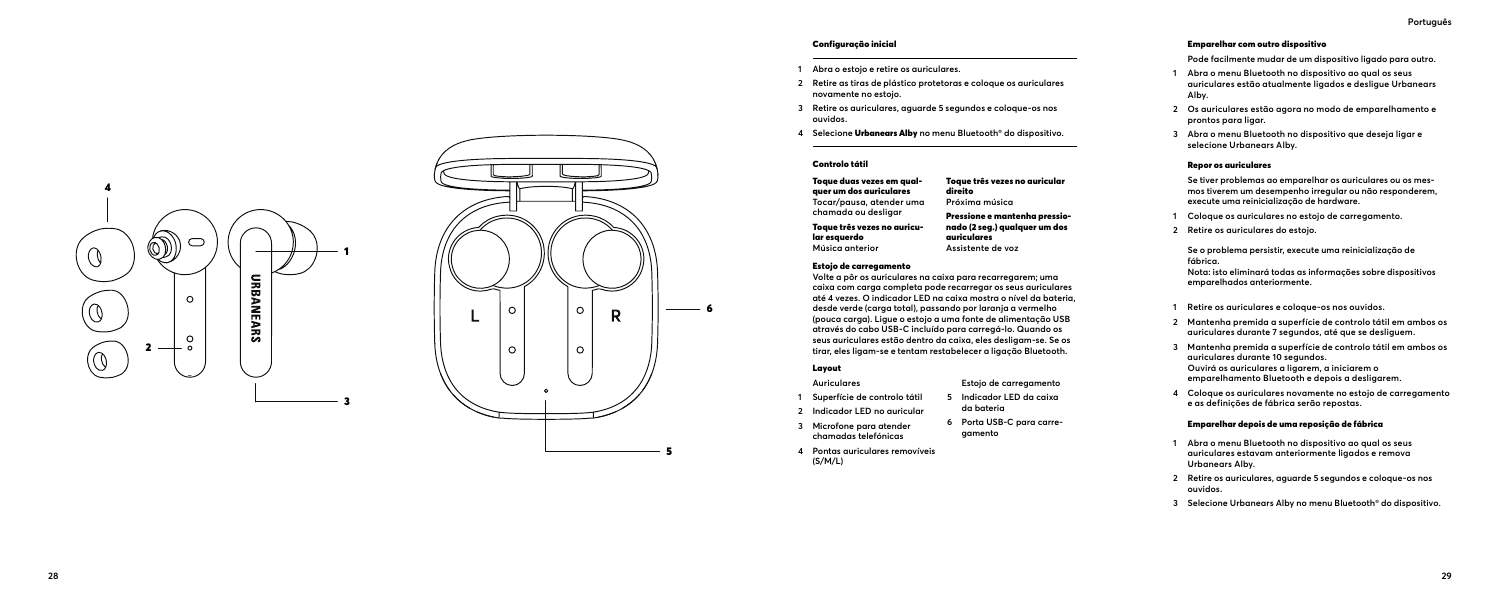## Configuração inicial

1. Abra o estojo e retire os auriculares.
2. Retire as tiras de plástico protetoras e coloque os auriculares novamente no estojo.
3. Retire os auriculares, aguarde 5 segundos e coloque-os nos ouvidos.
4. Selecione **Urbanears Alby** no menu Bluetooth® do dispositivo.

## Controlo tátil

**Toque duas vezes em qualquer um dos auriculares**
Tocar/pausa, atender uma chamada ou desligar

**Toque três vezes no auricular esquerdo**
Música anterior

**Toque três vezes no auricular direito**
Próxima música

**Pressione e mantenha pressionado (2 seg.) qualquer um dos auriculares**
Assistente de voz

## Estojo de carregamento

Volte a pôr os auriculares na caixa para recarregarem; uma caixa com carga completa pode recarregar os seus auriculares até 4 vezes. O indicador LED na caixa mostra o nível da bateria, desde verde (carga total), passando por laranja a vermelho (pouca carga). Ligue o estojo a uma fonte de alimentação USB através do cabo USB-C incluído para carregá-lo. Quando os seus auriculares estão dentro da caixa, eles desligam-se. Se os tirar, eles ligam-se e tentam restabelecer a ligação Bluetooth.

## Layout

Auriculares

1. Superfície de controlo tátil
2. Indicador LED no auricular
3. Microfone para atender chamadas telefónicas
4. Pontas auriculares removíveis (S/M/L)

Estojo de carregamento

5. Indicador LED da caixa da bateria
6. Porta USB-C para carregamento

## Emparelhar com outro dispositivo

Pode facilmente mudar de um dispositivo ligado para outro.

1. Abra o menu Bluetooth no dispositivo ao qual os seus auriculares estão atualmente ligados e desligue Urbanears Alby.
2. Os auriculares estão agora no modo de emparelhamento e prontos para ligar.
3. Abra o menu Bluetooth no dispositivo que deseja ligar e selecione Urbanears Alby.

## Repor os auriculares

Se tiver problemas ao emparelhar os auriculares ou os mesmos tiverem um desempenho irregular ou não responderem, execute uma reinicialização de hardware.

1. Coloque os auriculares no estojo de carregamento.
2. Retire os auriculares do estojo.

Se o problema persistir, execute uma reinicialização de fábrica.
Nota: isto eliminará todas as informações sobre dispositivos emparelhados anteriormente.

1. Retire os auriculares e coloque-os nos ouvidos.
2. Mantenha premida a superfície de controlo tátil em ambos os auriculares durante 7 segundos, até que se desliguem.
3. Mantenha premida a superfície de controlo tátil em ambos os auriculares durante 10 segundos.
   Ouvirá os auriculares a ligarem, a iniciarem o emparelhamento Bluetooth e depois a desligarem.
4. Coloque os auriculares novamente no estojo de carregamento e as definições de fábrica serão repostas.

## Emparelhar depois de uma reposição de fábrica

1. Abra o menu Bluetooth no dispositivo ao qual os seus auriculares estavam anteriormente ligados e remova Urbanears Alby.
2. Retire os auriculares, aguarde 5 segundos e coloque-os nos ouvidos.
3. Selecione Urbanears Alby no menu Bluetooth® do dispositivo.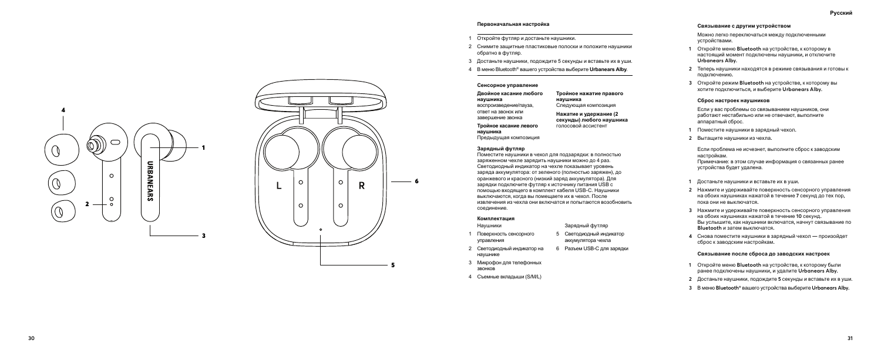## Первоначальная настройка

1. Откройте футляр и достаньте наушники.
2. Снимите защитные пластиковые полоски и положите наушники обратно в футляр.
3. Достаньте наушники, подождите 5 секунды и вставьте их в уши.
4. В меню Bluetooth® вашего устройства выберите **Urbanears Alby**.

## Сенсорное управление

**Двойное касание любого наушника**
воспроизведение/пауза, ответ на звонок или завершение звонка

**Тройное касание левого наушника**
Предыдущая композиция

**Тройное нажатие правого наушника**
Следующая композиция

**Нажатие и удержание (2 секунды) любого наушника**
голосовой ассистент

## Зарядный футляр

Поместите наушники в чехол для подзарядки: в полностью заряженном чехле зарядить наушники можно до 4 раз. Светодиодный индикатор на чехле показывает уровень заряда аккумулятора: от зеленого (полностью заряжен), до оранжевого и красного (низкий заряд аккумулятора). Для зарядки подключите футляр к источнику питания USB с помощью входящего в комплект кабеля USB-C. Наушники выключаются, когда вы помещаете их в чехол. После извлечения из чехла они включаются и попытаются возобновить соединение.

## Комплектация

Наушники

1. Поверхность сенсорного управления
2. Светодиодный индикатор на наушнике
3. Микрофон для телефонных звонков
4. Съемные вкладыши (S/M/L)

Зарядный футляр

5. Светодиодный индикатор аккумулятора чехла
6. Разъем USB-C для зарядки

## Связывание с другим устройством

Можно легко переключаться между подключенными устройствами.

1. Откройте меню Bluetooth на устройстве, к которому в настоящий момент подключены наушники, и отключите Urbanears Alby.
2. Теперь наушники находятся в режиме связывания и готовы к подключению.
3. Откройте режим Bluetooth на устройстве, к которому вы хотите подключиться, и выберите Urbanears Alby.

## Сброс настроек наушников

Если у вас проблемы со связыванием наушников, они работают нестабильно или не отвечают, выполните аппаратный сброс.

1. Поместите наушники в зарядный чехол.
2. Вытащите наушники из чехла.

Если проблема не исчезнет, выполните сброс к заводским настройкам.
Примечание: в этом случае информация о связанных ранее устройства будет удалена.

1. Достаньте наушники и вставьте их в уши.
2. Нажмите и удерживайте поверхность сенсорного управления на обоих наушниках нажатой в течение 7 секунд до тех пор, пока они не выключатся.
3. Нажмите и удерживайте поверхность сенсорного управления на обоих наушниках нажатой в течение 10 секунд. Вы услышите, как наушники включатся, начнут связывание по Bluetooth и затем выключатся.
4. Снова поместите наушники в зарядный чехол — произойдет сброс к заводским настройкам.

## Связывание после сброса до заводских настроек

1. Откройте меню Bluetooth на устройстве, к которому были ранее подключены наушники, и удалите Urbanears Alby.
2. Достаньте наушники, подождите 5 секунды и вставьте их в уши.
3. В меню Bluetooth® вашего устройства выберите Urbanears Alby.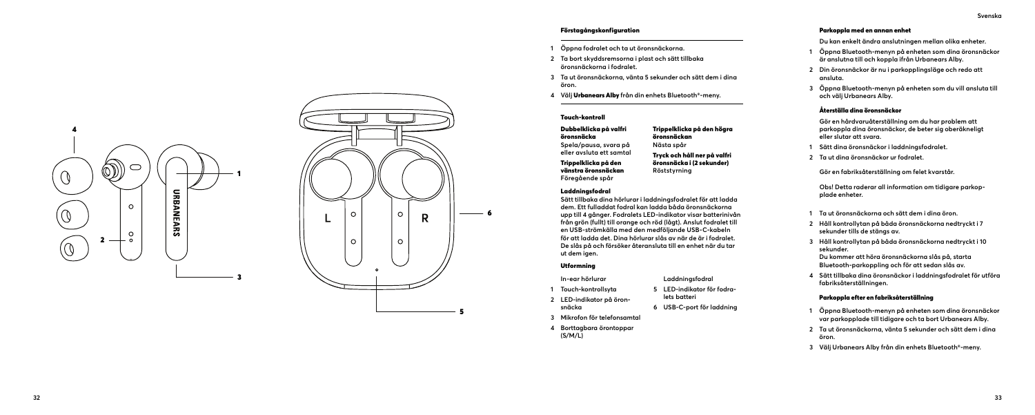## Förstagångskonfiguration

1. Öppna fodralet och ta ut öronsnäckorna.
2. Ta bort skyddsremsorna i plast och sätt tillbaka öronsnäckorna i fodralet.
3. Ta ut öronsnäckorna, vänta 5 sekunder och sätt dem i dina öron.
4. Välj **Urbanears Alby** från din enhets Bluetooth®-meny.

## Touch-kontroll

**Dubbelklicka på valfri öronsnäcka**
Spela/pausa, svara på eller avsluta ett samtal

**Trippelklicka på den vänstra öronsnäckan**
Föregående spår

**Trippelklicka på den högra öronsnäckan**
Nästa spår

**Tryck och håll ner på valfri öronsnäcka i (2 sekunder)**
Röststyrning

## Laddningsfodral

Sätt tillbaka dina hörlurar i laddningsfodralet för att ladda dem. Ett fulladdat fodral kan ladda båda öronsnäckorna upp till 4 gånger. Fodralets LED-indikator visar batterinivån från grön (fullt) till orange och röd (lågt). Anslut fodralet till en USB-strömkälla med den medföljande USB-C-kabeln för att ladda det. Dina hörlurar slås av när de är i fodralet. De slås på och försöker återansluta till en enhet när du tar ut dem igen.

## Utformning

In-ear hörlurar

1. Touch-kontrollsyta
2. LED-indikator på öronsnäcka
3. Mikrofon för telefonsamtal
4. Borttagbara örontoppar (S/M/L)

Laddningsfodral

5. LED-indikator för fodralets batteri
6. USB-C-port för laddning

## Parkoppla med en annan enhet

Du kan enkelt ändra anslutningen mellan olika enheter.

1. Öppna Bluetooth-menyn på enheten som dina öronsnäckor är anslutna till och koppla ifrån Urbanears Alby.
2. Din öronsnäckor är nu i parkopplingsläge och redo att ansluta.
3. Öppna Bluetooth-menyn på enheten som du vill ansluta till och välj Urbanears Alby.

## Återställa dina öronsnäckor

Gör en hårdvaruåterställning om du har problem att parkoppla dina öronsnäckor, de beter sig oberäkneligt eller slutar att svara.

1. Sätt dina öronsnäckor i laddningsfodralet.
2. Ta ut dina öronsnäckor ur fodralet.

Gör en fabriksåterställning om felet kvarstår.

Obs! Detta raderar all information om tidigare parkopplade enheter.

1. Ta ut öronsnäckorna och sätt dem i dina öron.
2. Håll kontrollytan på båda öronsnäckorna nedtryckt i 7 sekunder tills de stängs av.
3. Håll kontrollytan på båda öronsnäckorna nedtryckt i 10 sekunder.
   Du kommer att höra öronsnäckorna slås på, starta Bluetooth-parkoppling och för att sedan slås av.
4. Sätt tillbaka dina öronsnäckor i laddningsfodralet för utföra fabriksåterställningen.

## Parkoppla efter en fabriksåterställning

1. Öppna Bluetooth-menyn på enheten som dina öronsnäckor var parkopplade till tidigare och ta bort Urbanears Alby.
2. Ta ut öronsnäckorna, vänta 5 sekunder och sätt dem i dina öron.
3. Välj Urbanears Alby från din enhets Bluetooth®-meny.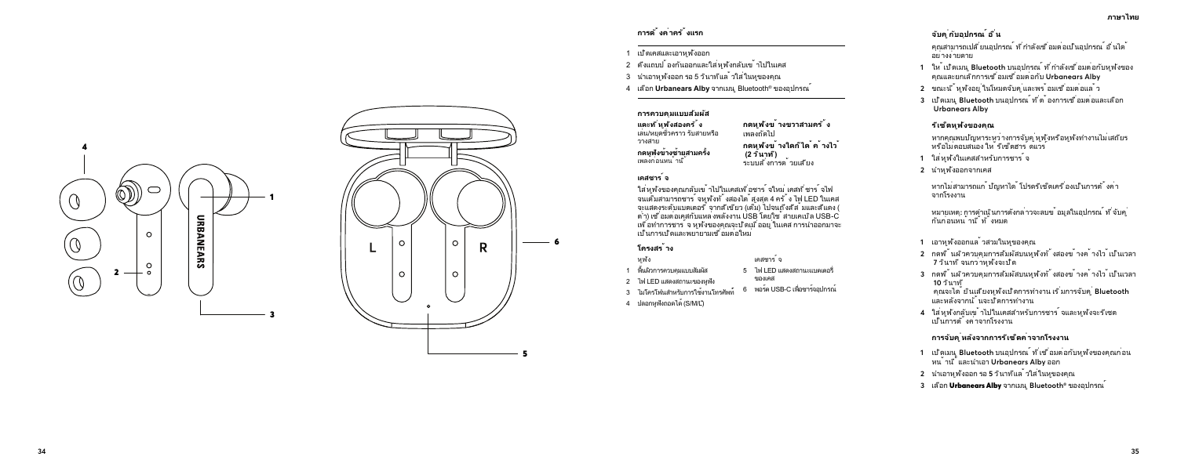## การตั้งค่าครั้งแรก

1. เปิดเคสและเอาหูฟังออก
2. ดึงแถบป้องกันออกและใส่หูฟังกลับเข้าไปในเคส
3. นำเอาหูฟังออก รอ 5 วินาทีแล้วใส่ในหูของคุณ
4. เลือก **Urbanears Alby** จากเมนู Bluetooth® ของอุปกรณ์

## การควบคุมแบบสัมผัส

**แตะที่หูฟังสองครั้ง**
เล่น/หยุดชั่วคราว รับสายหรือวางสาย

**กดหูฟังข้างซ้ายสามครั้ง**
เพลงก่อนหน้านี้

**กดหูฟังข้างขวาสามครั้ง**
เพลงถัดไป

**กดหูฟังข้างใดก็ได้ค้างไว้ (2 วินาที)**
ระบบสั่งการด้วยเสียง

## เคสชาร์จ

ใส่หูฟังของคุณกลับเข้าไปในเคสเพื่อชาร์จใหม่ เคสที่ชาร์จไฟจนเต็มสามารถชาร์จหูฟังทั้งสองได้สูงสุด 4 ครั้ง ไฟ LED ในเคสจะแสดงระดับแบตเตอรี่ จากสีเขียว (เต็ม) ไปจนถึงสีส้มและสีแดง (ต่ำ) เชื่อมต่อเคสกับแหล่งพลังงาน USB โดยใช้สายเคเบิล USB-C เพื่อทำการชาร์จ หูฟังของคุณจะปิดเมื่ออยู่ในเคส การนำออกมาจะเป็นการเปิดและพยายามเชื่อมต่ออีกครั้ง

## โครงสร้าง

หูฟัง

1. พื้นผิวการควบคุมแบบสัมผัส
2. ไฟ LED แสดงสถานะของหูฟัง
3. ไมโครโฟนสำหรับการใช้งานโทรศัพท์
4. ปลอกหูฟังถอดได้ (S/M/L)

เคสชาร์จ

5. ไฟ LED แสดงสถานะแบตเตอรี่ของเคส
6. พอร์ต USB-C เพื่อชาร์จอุปกรณ์

## จับคู่กับอุปกรณ์อื่น

คุณสามารถเปลี่ยนอุปกรณ์ที่กำลังเชื่อมต่อเป็นอุปกรณ์อื่นได้อย่างง่ายดาย

1. ให้เปิดเมนู **Bluetooth** บนอุปกรณ์ที่กำลังเชื่อมต่อกับหูฟังของคุณและยกเลิกการเชื่อมต่อกับ **Urbanears Alby**
2. ขณะนี้หูฟังอยู่ในโหมดจับคู่และพร้อมเชื่อมต่อแล้ว
3. เปิดเมนู **Bluetooth** บนอุปกรณ์ที่ต้องการเชื่อมต่อและเลือก **Urbanears Alby**

## รีเซ็ตหูฟังของคุณ

หากคุณพบปัญหาระหว่างการจับคู่หูฟังหรือหูฟังทำงานไม่เสถียรหรือไม่ตอบสนอง ให้รีเซ็ตสตาร์ตแรร์

1. ใส่หูฟังในเคสสำหรับการชาร์จ
2. นำหูฟังออกจากเคส

หากไม่สามารถแก้ปัญหาได้ โปรดรีเซ็ตเครื่องเป็นการตั้งค่าจากโรงงาน

หมายเหตุ: การดำเนินการดังกล่าวจะลบข้อมูลในอุปกรณ์ที่จับคู่กันก่อนหน้านี้ทั้งหมด

1. เอาหูฟังออกแล้วสวมในหูของคุณ
2. กดที่แผ่นควบคุมการสัมผัสบนหูฟังทั้งสองข้างค้างไว้เป็นเวลา 7 วินาทีจนกว่าหูฟังจะปิด
3. กดที่แผ่นควบคุมการสัมผัสบนหูฟังทั้งสองข้างค้างไว้เป็นเวลา 10 วินาที
   คุณจะได้ยินเสียงหูฟังเปิดการทำงาน เริ่มการจับคู่ **Bluetooth** และหลังจากนั้นจะปิดการทำงาน
4. ใส่หูฟังกลับเข้าไปในเคสสำหรับการชาร์จและหูฟังจะรีเซ็ตเป็นการตั้งค่าจากโรงงาน

## การจับคู่หลังจากการรีเซ็ตค่าจากโรงงาน

1. เปิดเมนู **Bluetooth** บนอุปกรณ์ที่เชื่อมต่อกับหูฟังของคุณก่อนหน้านี้และนำเอา **Urbanears Alby** ออก
2. นำเอาหูฟังออก รอ 5 วินาทีแล้วใส่ในหูของคุณ
3. เลือก **Urbanears Alby** จากเมนู Bluetooth® ของอุปกรณ์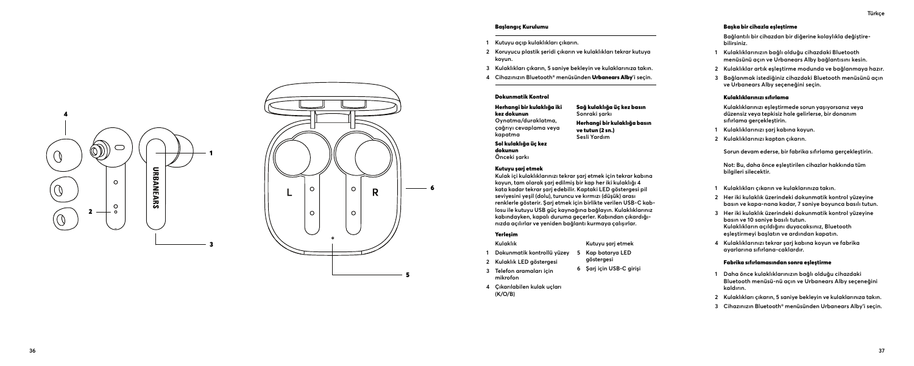## Başlangıç Kurulumu

1. Kutuyu açıp kulaklıkları çıkarın.
2. Koruyucu plastik şeridi çıkarın ve kulaklıkları tekrar kutuya koyun.
3. Kulaklıkları çıkarın, 5 saniye bekleyin ve kulaklarınıza takın.
4. Cihazınızın Bluetooth® menüsünden **Urbanears Alby**'i seçin.

## Dokunmatik Kontrol

**Herhangi bir kulaklığa iki kez dokunun**
Oynatma/duraklatma, çağrıyı cevaplama veya kapatma

**Sol kulaklığa üç kez dokunun**
Önceki şarkı

**Sağ kulaklığa üç kez basın**
Sonraki şarkı

**Herhangi bir kulaklığa basın ve tutun (2 sn.)**
Sesli Yardım

## Kutuyu şarj etmek

Kulak içi kulaklıklarınızı tekrar şarj etmek için tekrar kabına koyun, tam olarak şarj edilmiş bir kap her iki kulaklığı 4 kata kadar tekrar şarj edebilir. Kaptaki LED göstergesi pil seviyesini yeşil (dolu), turuncu ve kırmızı (düşük) arası renklerle gösterir. Şarj etmek için birlikte verilen USB-C kablosu ile kutuyu USB güç kaynağına bağlayın. Kulaklıklarınız kabındayken, kapalı duruma geçerler. Kabından çıkardığınızda açılırlar ve yeniden bağlantı kurmaya çalışırlar.

## Yerleşim

Kulaklık

1. Dokunmatik kontrollü yüzey
2. Kulaklık LED göstergesi
3. Telefon aramaları için mikrofon
4. Çıkarılabilen kulak uçları (K/O/B)

Kutuyu şarj etmek

5. Kap batarya LED göstergesi
6. Şarj için USB-C girişi

## Başka bir cihazla eşleştirme

Bağlantılı bir cihazdan bir diğerine kolaylıkla değiştirebilirsiniz.

1. Kulaklıklarınızın bağlı olduğu cihazdaki Bluetooth menüsünü açın ve Urbanears Alby bağlantısını kesin.
2. Kulaklıklar artık eşleştirme modunda ve bağlanmaya hazır.
3. Bağlanmak istediğiniz cihazdaki Bluetooth menüsünü açın ve Urbanears Alby seçeneğini seçin.

## Kulaklıklarınızı sıfırlama

Kulaklıklarınızı eşleştirmede sorun yaşıyorsanız veya düzensiz veya tepkisiz hale gelirlerse, bir donanım sıfırlama gerçekleştirin.

1. Kulaklıklarınızı şarj kabına koyun.
2. Kulaklıklarınızı kaptan çıkarın.

Sorun devam ederse, bir fabrika sıfırlama gerçekleştirin.

Not: Bu, daha önce eşleştirilen cihazlar hakkında tüm bilgileri silecektir.

1. Kulaklıkları çıkarın ve kulaklarınıza takın.
2. Her iki kulaklık üzerindeki dokunmatik kontrol yüzeyine basın ve kapa-nana kadar, 7 saniye boyunca basılı tutun.
3. Her iki kulaklık üzerindeki dokunmatik kontrol yüzeyine basın ve 10 saniye basılı tutun. Kulaklıkların açıldığını duyacaksınız, Bluetooth eşleştirmeyi başlatın ve ardından kapatın.
4. Kulaklıklarınızı tekrar şarj kabına koyun ve fabrika ayarlarına sıfırlana-caklardır.

## Fabrika sıfırlamasından sonra eşleştirme

1. Daha önce kulaklıklarınızın bağlı olduğu cihazdaki Bluetooth menüsü-nü açın ve Urbanears Alby seçeneğini kaldırın.
2. Kulaklıkları çıkarın, 5 saniye bekleyin ve kulaklarınıza takın.
3. Cihazınızın Bluetooth® menüsünden Urbanears Alby'i seçin.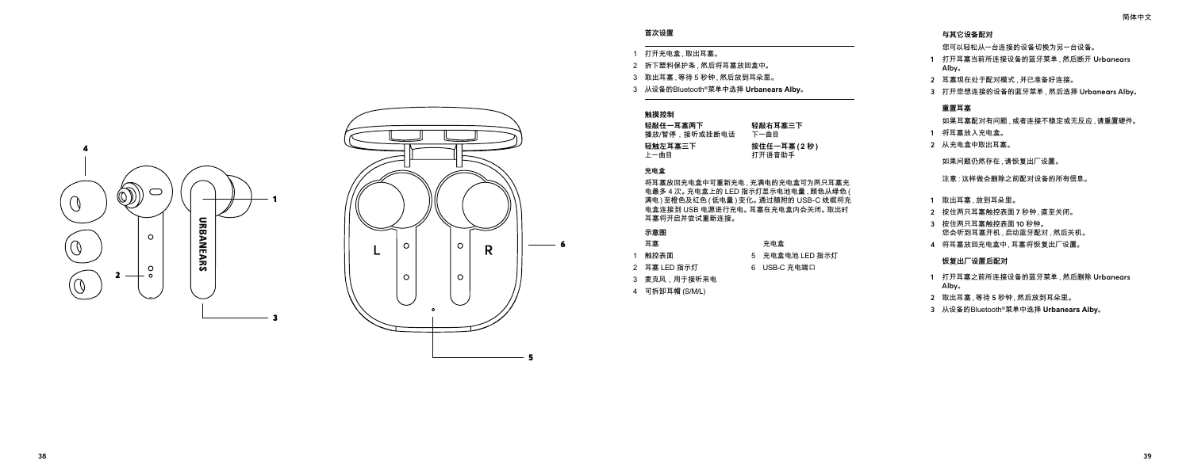## 首次设置

1 打开充电盒，取出耳塞。
2 拆下塑料保护条，然后将耳塞放回盒中。
3 取出耳塞，等待 5 秒钟，然后放到耳朵里。
3 从设备的Bluetooth®菜单中选择 **Urbanears Alby**。

## 触摸控制

| | |
|---|---|
| **轻敲任一耳塞两下**<br>播放/暂停，接听或挂断电话 | **轻敲右耳塞三下**<br>下一曲目 |
| **轻触左耳塞三下**<br>上一曲目 | **按住任一耳塞(2 秒)**<br>打开语音助手 |

## 充电盒

将耳塞放回充电盒中可重新充电，充满电的充电盒可为两只耳塞充电最多 4 次。充电盒上的 LED 指示灯显示电池电量，颜色从绿色(满电)至橙色及红色(低电量)变化。通过随附的 USB-C 线缆将充电盒连接到 USB 电源进行充电。耳塞在充电盒内会关闭。取出时耳塞将开启并尝试重新连接。

## 示意图

| 耳塞 | 充电盒 |
|---|---|
| 1 触控表面 | 5 充电盒电池 LED 指示灯 |
| 2 耳塞 LED 指示灯 | 6 USB-C 充电端口 |
| 3 麦克风，用于接听来电 | |
| 4 可拆卸耳帽 (S/M/L) | |

## 与其它设备配对

您可以轻松从一台连接的设备切换为另一台设备。

1 打开耳塞当前所连接设备的蓝牙菜单，然后断开 Urbanears Alby。
2 耳塞现在处于配对模式，并已准备好连接。
3 打开您想连接的设备的蓝牙菜单，然后选择 Urbanears Alby。

## 重置耳塞

如果耳塞配对有问题，或者连接不稳定或无反应，请重置硬件。

1 将耳塞放入充电盒。
2 从充电盒中取出耳塞。

如果问题仍然存在，请恢复出厂设置。

注意：这样做会删除之前配对设备的所有信息。

1 取出耳塞，放到耳朵里。
2 按住两只耳塞触控表面 7 秒钟，直至关闭。
3 按住两只耳塞触控表面 10 秒钟。
您会听到耳塞开机，启动蓝牙配对，然后关机。
4 将耳塞放回充电盒中，耳塞将恢复出厂设置。

## 恢复出厂设置后配对

1 打开耳塞之前所连接设备的蓝牙菜单，然后删除 Urbanears Alby。
2 取出耳塞，等待 5 秒钟，然后放到耳朵里。
3 从设备的Bluetooth®菜单中选择 **Urbanears Alby**。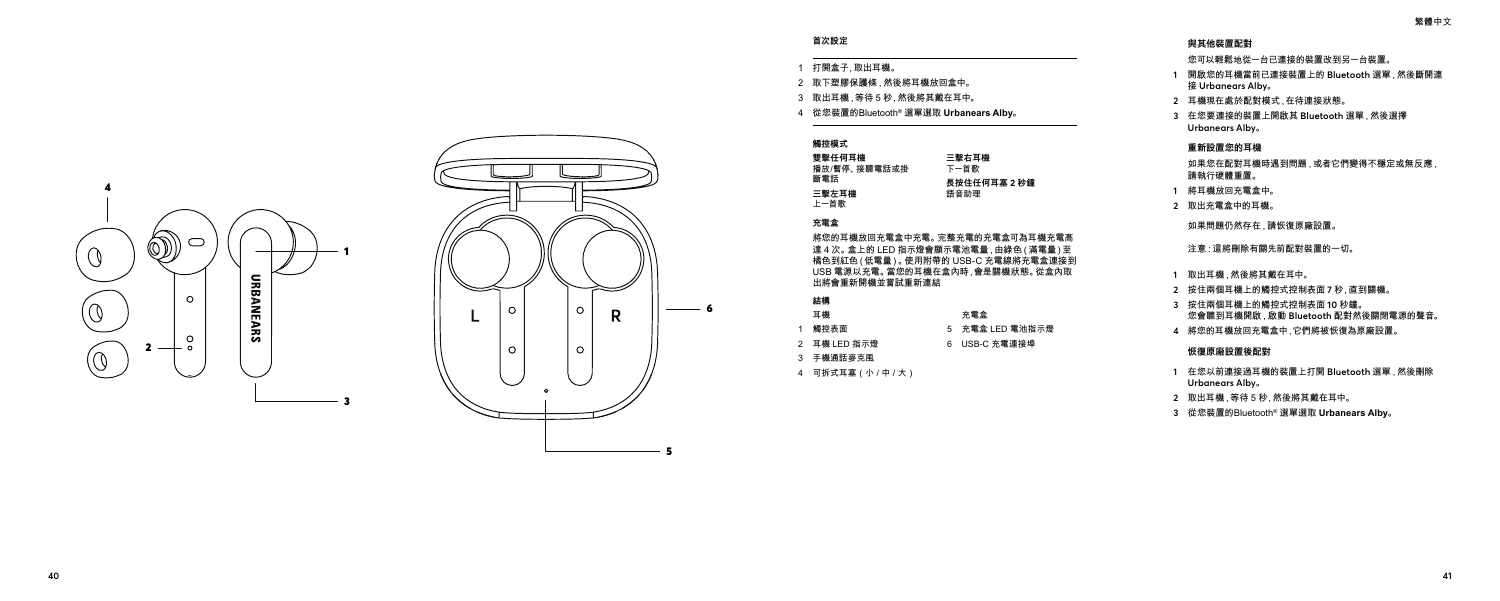## 首次設定

1 打開盒子，取出耳機。
2 取下塑膠保護條，然後將耳機放回盒中。
3 取出耳機，等待 5 秒，然後將其戴在耳中。
4 從您裝置的Bluetooth® 選單選取 **Urbanears Alby**。

## 觸控模式

**雙擊任何耳機**
播放/暫停、接聽電話或掛斷電話

**三擊左耳機**
上一首歌

**三擊右耳機**
下一首歌

**長按任何耳塞 2 秒鐘**
語音助理

## 充電盒

將您的耳機放回充電盒中充電。完整充電的充電盒可為耳機充電高達 4 次。盒上的 LED 指示燈會顯示電池電量，由綠色（滿電量）至橘色到紅色（低電量）。使用附帶的 USB-C 充電線將充電盒連接到 USB 電源以充電。當您的耳機在盒內時，會是關機狀態。從盒內取出將會重新開機並嘗試重新連結

## 結構

耳機
1 觸控表面
2 耳機 LED 指示燈
3 手機通話麥克風
4 可拆式耳塞（小 / 中 / 大）

充電盒
5 充電盒 LED 電池指示燈
6 USB-C 充電連接埠

## 與其他裝置配對

您可以輕鬆地從一台已連接的裝置改到另一台裝置。

1 開啟您的耳機當前已連接裝置上的 Bluetooth 選單，然後斷開連接 Urbanears Alby。
2 耳機現在處於配對模式，在待連接狀態。
3 在您要連接的裝置上開啟其 Bluetooth 選單，然後選擇 Urbanears Alby。

## 重新設置您的耳機

如果您在配對耳機時遇到問題，或者它們變得不穩定或無反應，請執行硬體重置。

1 將耳機放回充電盒中。
2 取出充電盒中的耳機。

如果問題仍然存在，請恢復原廠設置。

注意：這將刪除有關先前配對裝置的一切。

1 取出耳機，然後將其戴在耳中。
2 按住兩個耳機上的觸控式控制表面 7 秒，直到關機。
3 按住兩個耳機上的觸控式控制表面 10 秒鐘。
您會聽到耳機開啟，啟動 Bluetooth 配對然後關閉電源的聲音。
4 將您的耳機放回充電盒中，它們將被恢復為原廠設置。

## 恢復原廠設置後配對

1 在您以前連接過耳機的裝置上打開 Bluetooth 選單，然後刪除 Urbanears Alby。
2 取出耳機，等待 5 秒，然後將其戴在耳中。
3 從您裝置的Bluetooth® 選單選取 **Urbanears Alby**。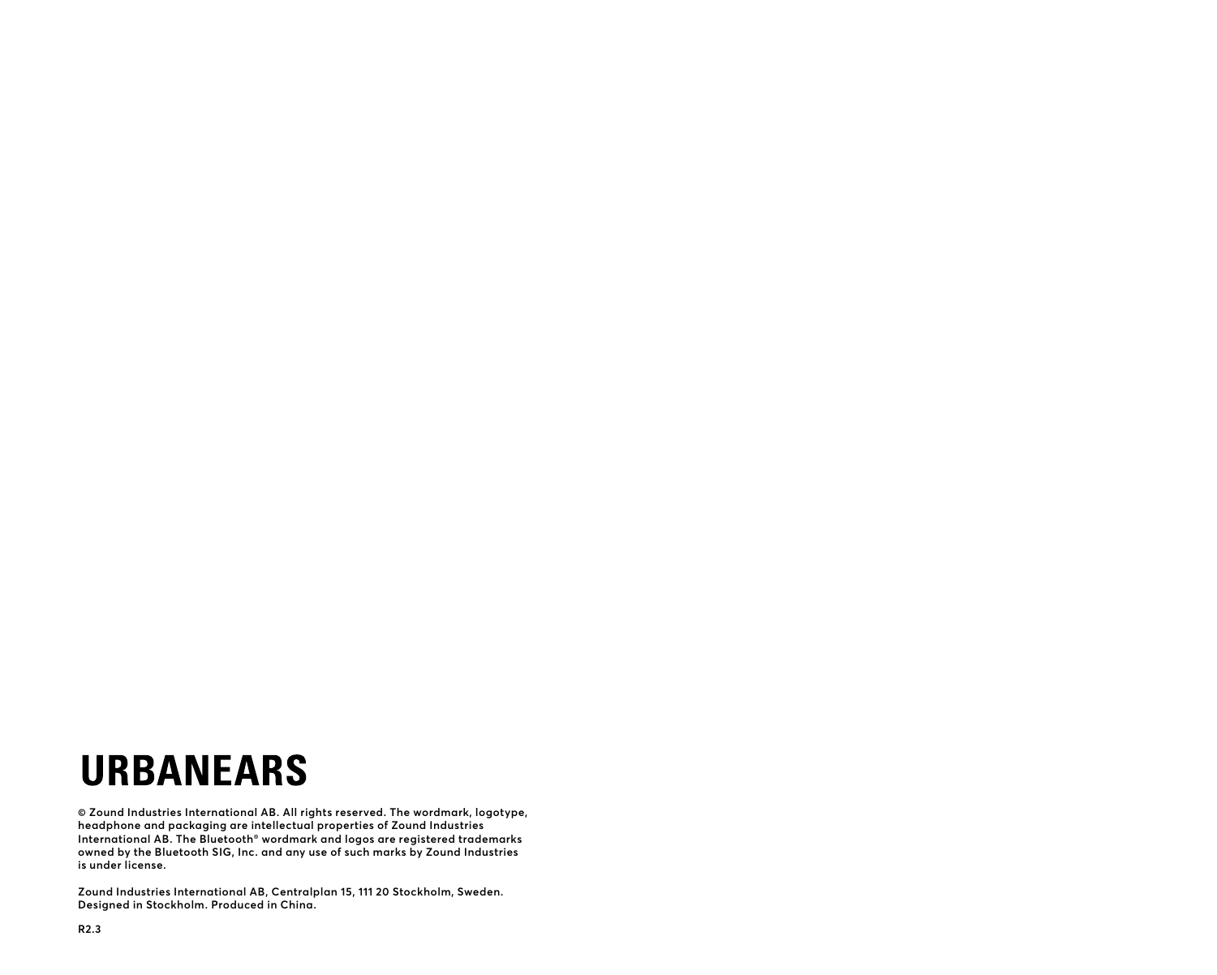# URBANEARS

© Zound Industries International AB. All rights reserved. The wordmark, logotype, headphone and packaging are intellectual properties of Zound Industries International AB. The Bluetooth® wordmark and logos are registered trademarks owned by the Bluetooth SIG, Inc. and any use of such marks by Zound Industries is under license.

Zound Industries International AB, Centralplan 15, 111 20 Stockholm, Sweden.
Designed in Stockholm. Produced in China.

R2.3